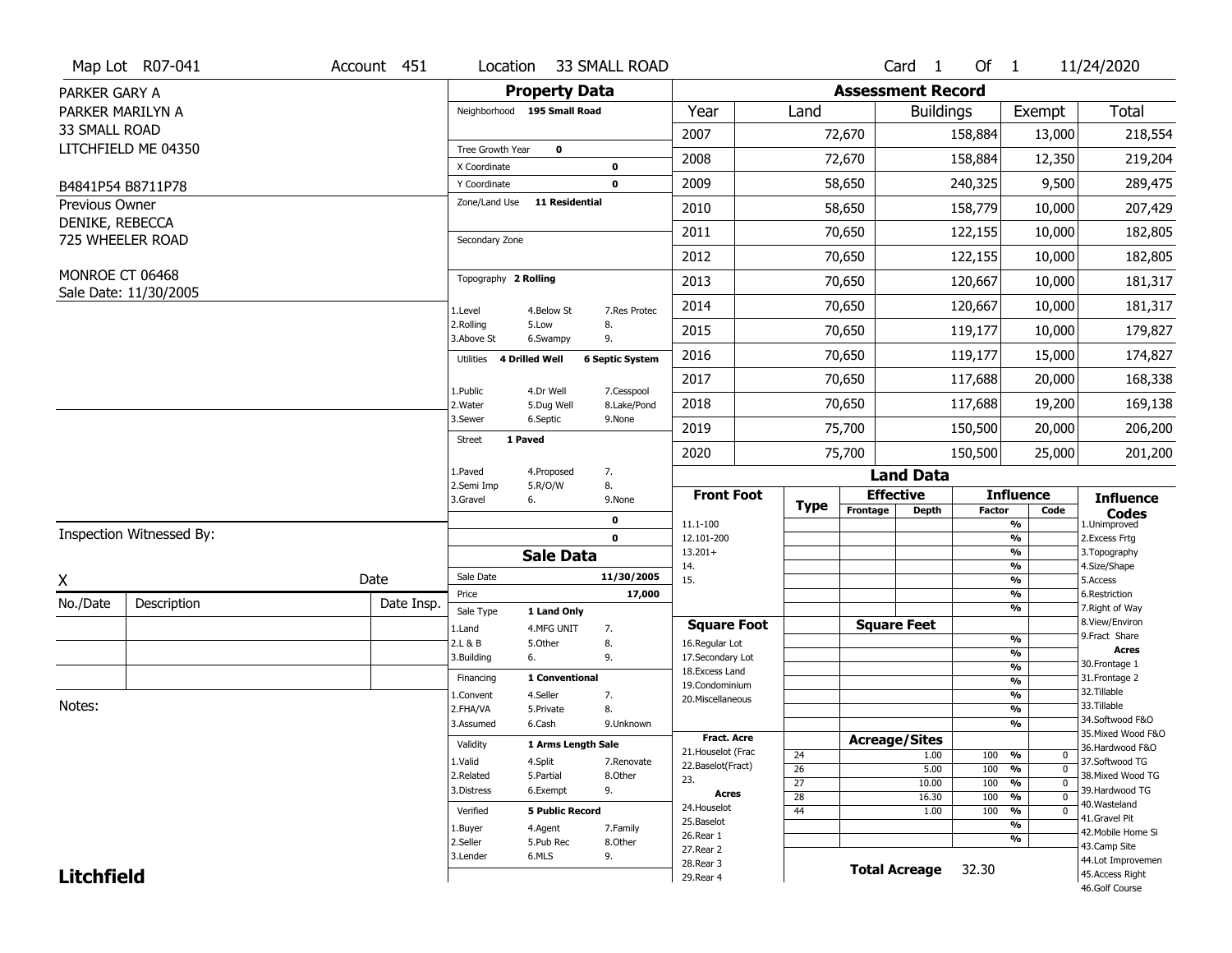Map Lot R07-041 | Account 451 | Location 33 SMALL ROAD | Card 1 Of 1 | 11/24/2020

PARKER GARY A
PARKER MARILYN A
33 SMALL ROAD
LITCHFIELD ME 04350

B4841P54 B8711P78

Previous Owner
DENIKE, REBECCA
725 WHEELER ROAD

MONROE CT 06468
Sale Date: 11/30/2005

## Property Data

Neighborhood 195 Small Road

Tree Growth Year 0
X Coordinate 0
Y Coordinate 0
Zone/Land Use 11 Residential

Secondary Zone

Topography 2 Rolling

1.Level 4.Below St 7.Res Protec
2.Rolling 5.Low 8.
3.Above St 6.Swampy 9.

Utilities 4 Drilled Well 6 Septic System

1.Public 4.Dr Well 7.Cesspool
2.Water 5.Dug Well 8.Lake/Pond
3.Sewer 6.Septic 9.None

Street 1 Paved

1.Paved 4.Proposed 7.
2.Semi Imp 5.R/O/W 8.
3.Gravel 6. 9.None

0
0

## Sale Data

Sale Date 11/30/2005
Price 17,000
Sale Type 1 Land Only

1.Land 4.MFG UNIT 7.
2.L & B 5.Other 8.
3.Building 6. 9.

Financing 1 Conventional

1.Convent 4.Seller 7.
2.FHA/VA 5.Private 8.
3.Assumed 6.Cash 9.Unknown

Validity 1 Arms Length Sale

1.Valid 4.Split 7.Renovate
2.Related 5.Partial 8.Other
3.Distress 6.Exempt 9.

Verified 5 Public Record

1.Buyer 4.Agent 7.Family
2.Seller 5.Pub Rec 8.Other
3.Lender 6.MLS 9.

## Assessment Record

| Year | Land | Buildings | Exempt | Total |
|---|---|---|---|---|
| 2007 | 72,670 | 158,884 | 13,000 | 218,554 |
| 2008 | 72,670 | 158,884 | 12,350 | 219,204 |
| 2009 | 58,650 | 240,325 | 9,500 | 289,475 |
| 2010 | 58,650 | 158,779 | 10,000 | 207,429 |
| 2011 | 70,650 | 122,155 | 10,000 | 182,805 |
| 2012 | 70,650 | 122,155 | 10,000 | 182,805 |
| 2013 | 70,650 | 120,667 | 10,000 | 181,317 |
| 2014 | 70,650 | 120,667 | 10,000 | 181,317 |
| 2015 | 70,650 | 119,177 | 10,000 | 179,827 |
| 2016 | 70,650 | 119,177 | 15,000 | 174,827 |
| 2017 | 70,650 | 117,688 | 20,000 | 168,338 |
| 2018 | 70,650 | 117,688 | 19,200 | 169,138 |
| 2019 | 75,700 | 150,500 | 20,000 | 206,200 |
| 2020 | 75,700 | 150,500 | 25,000 | 201,200 |

## Land Data

Front Foot: 11.1-100, 12.101-200, 13.201+, 14., 15.

Square Foot: 16.Regular Lot, 17.Secondary Lot, 18.Excess Land, 19.Condominium, 20.Miscellaneous

Fract. Acre: 21.Houselot (Frac, 22.Baselot(Fract), 23.

Acres: 24.Houselot, 25.Baselot, 26.Rear 1, 27.Rear 2, 28.Rear 3, 29.Rear 4

### Acreage/Sites

| Type | Acres | Factor | Code |
|---|---|---|---|
| 24 | 1.00 | 100 % | 0 |
| 26 | 5.00 | 100 % | 0 |
| 27 | 10.00 | 100 % | 0 |
| 28 | 16.30 | 100 % | 0 |
| 44 | 1.00 | 100 % | 0 |

Total Acreage 32.30

### Influence Codes

1.Unimproved
2.Excess Frtg
3.Topography
4.Size/Shape
5.Access
6.Restriction
7.Right of Way
8.View/Environ
9.Fract Share

Acres
30.Frontage 1
31.Frontage 2
32.Tillable
33.Tillable
34.Softwood F&O
35.Mixed Wood F&O
36.Hardwood F&O
37.Softwood TG
38.Mixed Wood TG
39.Hardwood TG
40.Wasteland
41.Gravel Pit
42.Mobile Home Si
43.Camp Site
44.Lot Improvemen
45.Access Right
46.Golf Course

Inspection Witnessed By:

X Date

| No./Date | Description | Date Insp. |
|---|---|---|
| | | |
| | | |
| | | |

Notes:

**Litchfield**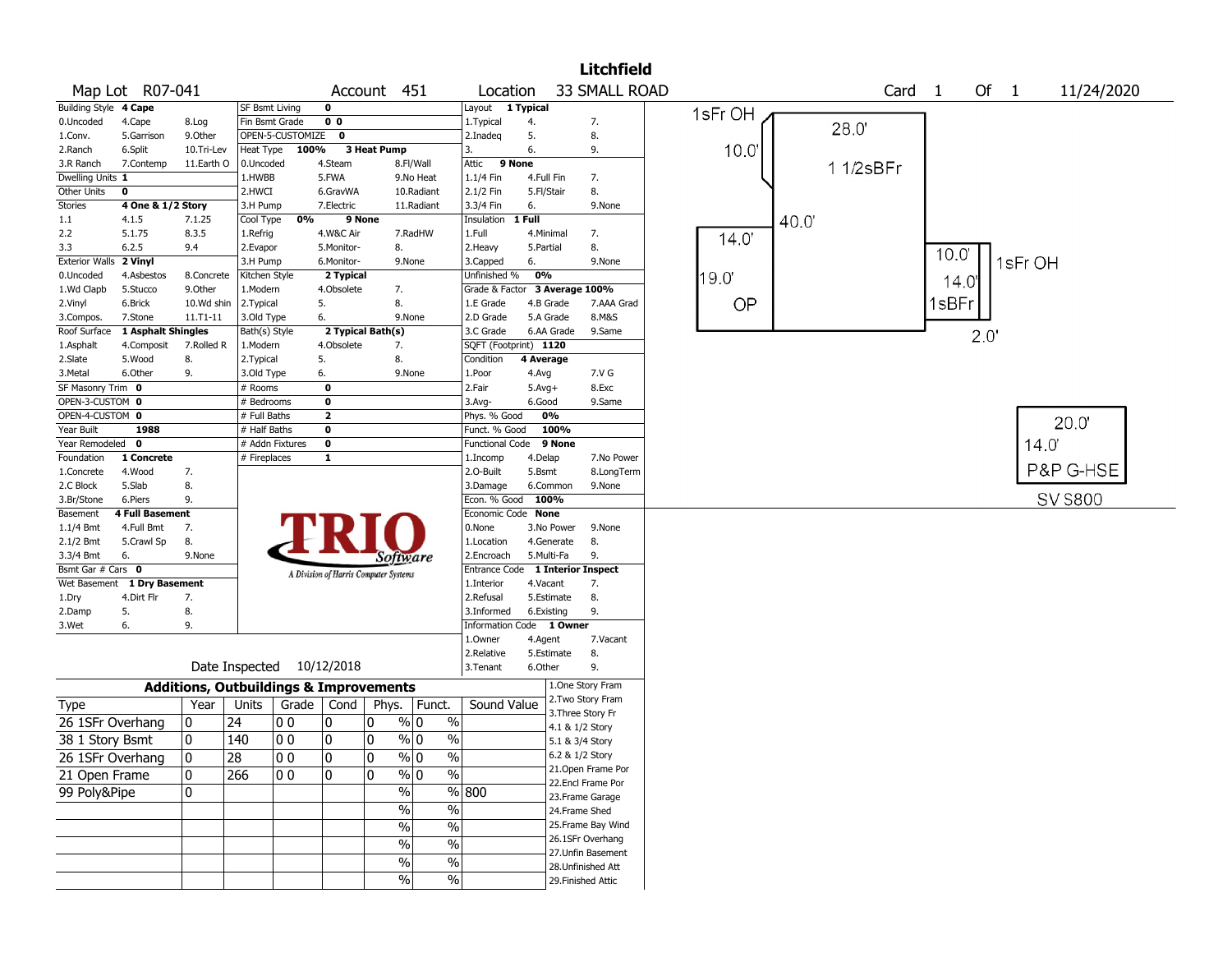# Litchfield

**Map Lot** R07-041 **Account** 451 **Location** 33 SMALL ROAD **Card** 1 **Of** 1 11/24/2020

| Building Style | 4 Cape | | SF Bsmt Living | 0 | | Layout | 1 Typical | |
|---|---|---|---|---|---|---|---|---|
| 0.Uncoded | 4.Cape | 8.Log | Fin Bsmt Grade | 0 0 | | 1.Typical | 4. | 7. |
| 1.Conv. | 5.Garrison | 9.Other | OPEN-5-CUSTOMIZE | 0 | | 2.Inadeq | 5. | 8. |
| 2.Ranch | 6.Split | 10.Tri-Lev | Heat Type 100% | 3 Heat Pump | | 3. | 6. | 9. |
| 3.R Ranch | 7.Contemp | 11.Earth O | 0.Uncoded | 4.Steam | 8.Fl/Wall | Attic | 9 None | |
| Dwelling Units | 1 | | 1.HWBB | 5.FWA | 9.No Heat | 1.1/4 Fin | 4.Full Fin | 7. |
| Other Units | 0 | | 2.HWCI | 6.GravWA | 10.Radiant | 2.1/2 Fin | 5.Fl/Stair | 8. |
| Stories | 4 One & 1/2 Story | | 3.H Pump | 7.Electric | 11.Radiant | 3.3/4 Fin | 6. | 9.None |
| 1.1 | 4.1.5 | 7.1.25 | Cool Type 0% | 9 None | | Insulation | 1 Full | |
| 2.2 | 5.1.75 | 8.3.5 | 1.Refrig | 4.W&C Air | 7.RadHW | 1.Full | 4.Minimal | 7. |
| 3.3 | 6.2.5 | 9.4 | 2.Evapor | 5.Monitor- | 8. | 2.Heavy | 5.Partial | 8. |
| Exterior Walls | 2 Vinyl | | 3.H Pump | 6.Monitor- | 9.None | 3.Capped | 6. | 9.None |
| 0.Uncoded | 4.Asbestos | 8.Concrete | Kitchen Style | 2 Typical | | Unfinished % | 0% | |
| 1.Wd Clapb | 5.Stucco | 9.Other | 1.Modern | 4.Obsolete | 7. | Grade & Factor | 3 Average 100% | |
| 2.Vinyl | 6.Brick | 10.Wd shin | 2.Typical | 5. | 8. | 1.E Grade | 4.B Grade | 7.AAA Grad |
| 3.Compos. | 7.Stone | 11.T1-11 | 3.Old Type | 6. | 9.None | 2.D Grade | 5.A Grade | 8.M&S |
| Roof Surface | 1 Asphalt Shingles | | Bath(s) Style | 2 Typical Bath(s) | | 3.C Grade | 6.AA Grade | 9.Same |
| 1.Asphalt | 4.Composit | 7.Rolled R | 1.Modern | 4.Obsolete | 7. | SQFT (Footprint) | 1120 | |
| 2.Slate | 5.Wood | 8. | 2.Typical | 5. | 8. | Condition | 4 Average | |
| 3.Metal | 6.Other | 9. | 3.Old Type | 6. | 9.None | 1.Poor | 4.Avg | 7.V G |
| SF Masonry Trim | 0 | | # Rooms | 0 | | 2.Fair | 5.Avg+ | 8.Exc |
| OPEN-3-CUSTOM | 0 | | # Bedrooms | 0 | | 3.Avg- | 6.Good | 9.Same |
| OPEN-4-CUSTOM | 0 | | # Full Baths | 2 | | Phys. % Good | 0% | |
| Year Built | 1988 | | # Half Baths | 0 | | Funct. % Good | 100% | |
| Year Remodeled | 0 | | # Addn Fixtures | 0 | | Functional Code | 9 None | |
| Foundation | 1 Concrete | | # Fireplaces | 1 | | 1.Incomp | 4.Delap | 7.No Power |
| 1.Concrete | 4.Wood | 7. | | | | 2.O-Built | 5.Bsmt | 8.LongTerm |
| 2.C Block | 5.Slab | 8. | | | | 3.Damage | 6.Common | 9.None |
| 3.Br/Stone | 6.Piers | 9. | | | | Econ. % Good | 100% | |
| Basement | 4 Full Basement | | | | | Economic Code | None | |
| 1.1/4 Bmt | 4.Full Bmt | 7. | | | | 0.None | 3.No Power | 9.None |
| 2.1/2 Bmt | 5.Crawl Sp | 8. | | | | 1.Location | 4.Generate | 8. |
| 3.3/4 Bmt | 6. | 9.None | | | | 2.Encroach | 5.Multi-Fa | 9. |
| Bsmt Gar # Cars | 0 | | | | | Entrance Code | 1 Interior Inspect | |
| Wet Basement | 1 Dry Basement | | | | | 1.Interior | 4.Vacant | 7. |
| 1.Dry | 4.Dirt Flr | 7. | | | | 2.Refusal | 5.Estimate | 8. |
| 2.Damp | 5. | 8. | | | | 3.Informed | 6.Existing | 9. |
| 3.Wet | 6. | 9. | | | | Information Code | 1 Owner | |
| | | | | | | 1.Owner | 4.Agent | 7.Vacant |
| | | | | | | 2.Relative | 5.Estimate | 8. |
| | | | | | | 3.Tenant | 6.Other | 9. |

TRIO Software — A Division of Harris Computer Systems

Date Inspected 10/12/2018

## Additions, Outbuildings & Improvements

| Type | Year | Units | Grade | Cond | Phys. | Funct. | Sound Value |
|---|---|---|---|---|---|---|---|
| 26 1SFr Overhang | 0 | 24 | 0 0 | 0 | 0 % | 0 % | |
| 38 1 Story Bsmt | 0 | 140 | 0 0 | 0 | 0 % | 0 % | |
| 26 1SFr Overhang | 0 | 28 | 0 0 | 0 | 0 % | 0 % | |
| 21 Open Frame | 0 | 266 | 0 0 | 0 | 0 % | 0 % | |
| 99 Poly&Pipe | 0 | | | | % | % | 800 |
| | | | | | % | % | |
| | | | | | % | % | |
| | | | | | % | % | |
| | | | | | % | % | |
| | | | | | % | % | |

1.One Story Fram
2.Two Story Fram
3.Three Story Fr
4.1 & 1/2 Story
5.1 & 3/4 Story
6.2 & 1/2 Story
21.Open Frame Por
22.Encl Frame Por
23.Frame Garage
24.Frame Shed
25.Frame Bay Wind
26.1SFr Overhang
27.Unfin Basement
28.Unfinished Att
29.Finished Attic

Sketch labels: 1sFr OH; 28.0'; 10.0'; 1 1/2sBFr; 40.0'; 14.0'; 10.0'; 1sFr OH; 19.0'; 14.0'; OP; 1sBFr; 2.0'; 20.0'; 14.0'; P&P G-HSE; SV $800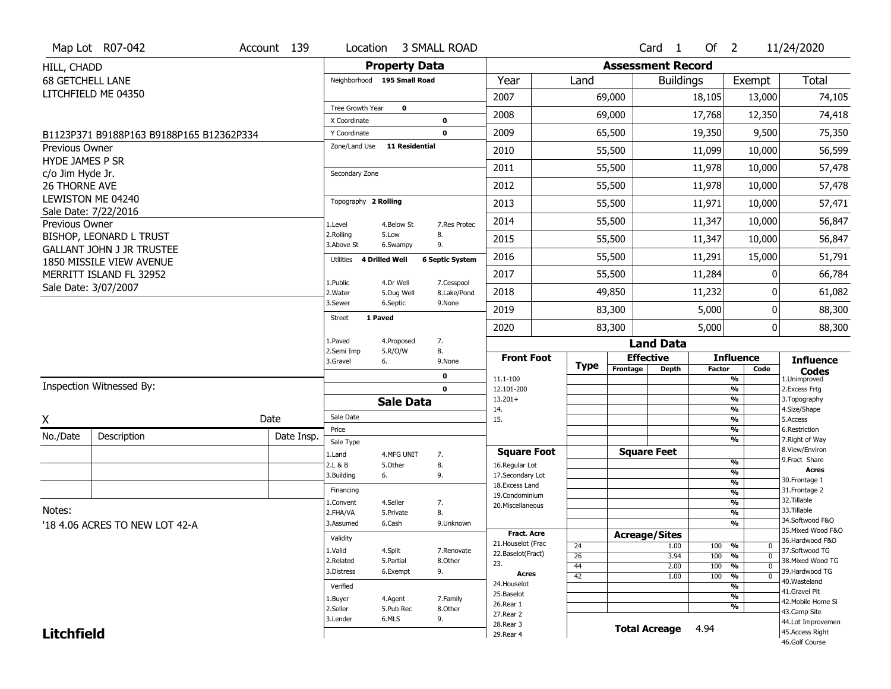Map Lot R07-042 | Account 139 | Location 3 SMALL ROAD | Card 1 Of 2 | 11/24/2020

HILL, CHADD
68 GETCHELL LANE
LITCHFIELD ME 04350

B1123P371 B9188P163 B9188P165 B12362P334

Previous Owner
HYDE JAMES P SR
c/o Jim Hyde Jr.
26 THORNE AVE
LEWISTON ME 04240
Sale Date: 7/22/2016

Previous Owner
BISHOP, LEONARD L TRUST
GALLANT JOHN J JR TRUSTEE
1850 MISSILE VIEW AVENUE
MERRITT ISLAND FL 32952
Sale Date: 3/07/2007

## Property Data

Neighborhood 195 Small Road

Tree Growth Year 0
X Coordinate 0
Y Coordinate 0
Zone/Land Use 11 Residential

Secondary Zone

Topography 2 Rolling

| | | |
|---|---|---|
| 1.Level | 4.Below St | 7.Res Protec |
| 2.Rolling | 5.Low | 8. |
| 3.Above St | 6.Swampy | 9. |

Utilities 4 Drilled Well 6 Septic System

| | | |
|---|---|---|
| 1.Public | 4.Dr Well | 7.Cesspool |
| 2.Water | 5.Dug Well | 8.Lake/Pond |
| 3.Sewer | 6.Septic | 9.None |

Street 1 Paved

| | | |
|---|---|---|
| 1.Paved | 4.Proposed | 7. |
| 2.Semi Imp | 5.R/O/W | 8. |
| 3.Gravel | 6. | 9.None |

0
0

## Assessment Record

| Year | Land | Buildings | Exempt | Total |
|---|---|---|---|---|
| 2007 | 69,000 | 18,105 | 13,000 | 74,105 |
| 2008 | 69,000 | 17,768 | 12,350 | 74,418 |
| 2009 | 65,500 | 19,350 | 9,500 | 75,350 |
| 2010 | 55,500 | 11,099 | 10,000 | 56,599 |
| 2011 | 55,500 | 11,978 | 10,000 | 57,478 |
| 2012 | 55,500 | 11,978 | 10,000 | 57,478 |
| 2013 | 55,500 | 11,971 | 10,000 | 57,471 |
| 2014 | 55,500 | 11,347 | 10,000 | 56,847 |
| 2015 | 55,500 | 11,347 | 10,000 | 56,847 |
| 2016 | 55,500 | 11,291 | 15,000 | 51,791 |
| 2017 | 55,500 | 11,284 | 0 | 66,784 |
| 2018 | 49,850 | 11,232 | 0 | 61,082 |
| 2019 | 83,300 | 5,000 | 0 | 88,300 |
| 2020 | 83,300 | 5,000 | 0 | 88,300 |

Inspection Witnessed By:

X Date

| No./Date | Description | Date Insp. |
|---|---|---|
| | | |
| | | |
| | | |

Notes:
'18 4.06 ACRES TO NEW LOT 42-A

## Sale Data

Sale Date
Price
Sale Type

| | | |
|---|---|---|
| 1.Land | 4.MFG UNIT | 7. |
| 2.L & B | 5.Other | 8. |
| 3.Building | 6. | 9. |

Financing

| | | |
|---|---|---|
| 1.Convent | 4.Seller | 7. |
| 2.FHA/VA | 5.Private | 8. |
| 3.Assumed | 6.Cash | 9.Unknown |

Validity

| | | |
|---|---|---|
| 1.Valid | 4.Split | 7.Renovate |
| 2.Related | 5.Partial | 8.Other |
| 3.Distress | 6.Exempt | 9. |

Verified

| | | |
|---|---|---|
| 1.Buyer | 4.Agent | 7.Family |
| 2.Seller | 5.Pub Rec | 8.Other |
| 3.Lender | 6.MLS | 9. |

## Land Data

Front Foot: 11.1-100, 12.101-200, 13.201+, 14., 15.

Square Foot: 16.Regular Lot, 17.Secondary Lot, 18.Excess Land, 19.Condominium, 20.Miscellaneous

Fract. Acre: 21.Houselot (Frac, 22.Baselot(Fract), 23.

Acres: 24.Houselot, 25.Baselot, 26.Rear 1, 27.Rear 2, 28.Rear 3, 29.Rear 4

Acreage/Sites

| Type | Acreage | Influence Factor | Code |
|---|---|---|---|
| 24 | 1.00 | 100 % | 0 |
| 26 | 3.94 | 100 % | 0 |
| 44 | 2.00 | 100 % | 0 |
| 42 | 1.00 | 100 % | 0 |

Total Acreage 4.94

Influence Codes: 1.Unimproved, 2.Excess Frtg, 3.Topography, 4.Size/Shape, 5.Access, 6.Restriction, 7.Right of Way, 8.View/Environ, 9.Fract Share

Acres: 30.Frontage 1, 31.Frontage 2, 32.Tillable, 33.Tillable, 34.Softwood F&O, 35.Mixed Wood F&O, 36.Hardwood F&O, 37.Softwood TG, 38.Mixed Wood TG, 39.Hardwood TG, 40.Wasteland, 41.Gravel Pit, 42.Mobile Home Si, 43.Camp Site, 44.Lot Improvemen, 45.Access Right, 46.Golf Course

**Litchfield**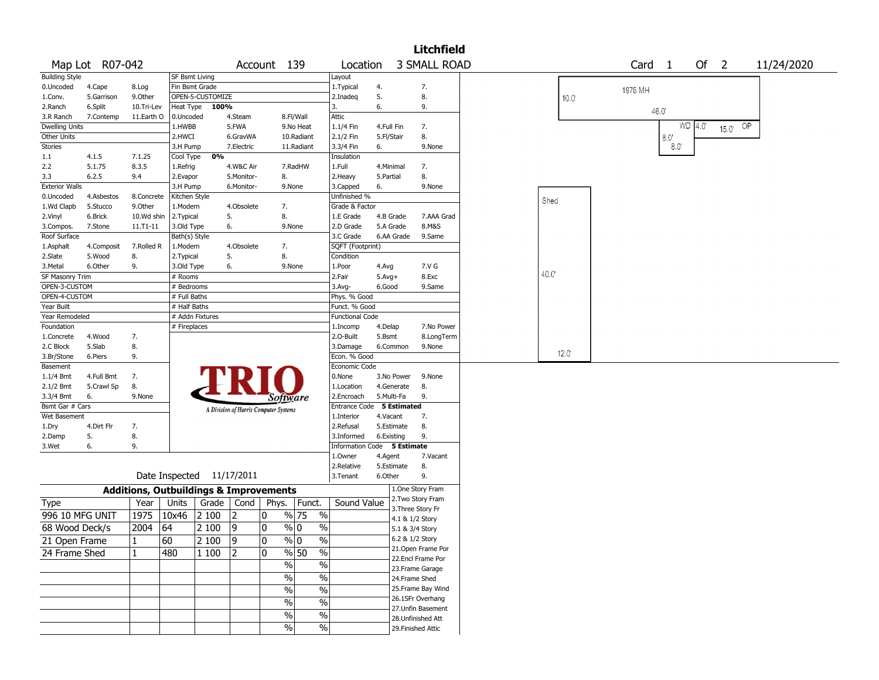# Litchfield

| Map Lot | R07-042 | Account | 139 | Location | 3 SMALL ROAD | Card | 1 | Of | 2 | 11/24/2020 |
|---|---|---|---|---|---|---|---|---|---|---|

| Building Style | | | SF Bsmt Living | | | Layout | | |
|---|---|---|---|---|---|---|---|---|
| 0.Uncoded | 4.Cape | 8.Log | Fin Bsmt Grade | | | 1.Typical | 4. | 7. |
| 1.Conv. | 5.Garrison | 9.Other | OPEN-5-CUSTOMIZE | | | 2.Inadeq | 5. | 8. |
| 2.Ranch | 6.Split | 10.Tri-Lev | Heat Type **100%** | | | 3. | 6. | 9. |
| 3.R Ranch | 7.Contemp | 11.Earth O | 0.Uncoded | 4.Steam | 8.Fl/Wall | Attic | | |
| Dwelling Units | | | 1.HWBB | 5.FWA | 9.No Heat | 1.1/4 Fin | 4.Full Fin | 7. |
| Other Units | | | 2.HWCI | 6.GravWA | 10.Radiant | 2.1/2 Fin | 5.Fl/Stair | 8. |
| Stories | | | 3.H Pump | 7.Electric | 11.Radiant | 3.3/4 Fin | 6. | 9.None |
| 1.1 | 4.1.5 | 7.1.25 | Cool Type **0%** | | | Insulation | | |
| 2.2 | 5.1.75 | 8.3.5 | 1.Refrig | 4.W&C Air | 7.RadHW | 1.Full | 4.Minimal | 7. |
| 3.3 | 6.2.5 | 9.4 | 2.Evapor | 5.Monitor- | 8. | 2.Heavy | 5.Partial | 8. |
| Exterior Walls | | | 3.H Pump | 6.Monitor- | 9.None | 3.Capped | 6. | 9.None |
| 0.Uncoded | 4.Asbestos | 8.Concrete | Kitchen Style | | | Unfinished % | | |
| 1.Wd Clapb | 5.Stucco | 9.Other | 1.Modern | 4.Obsolete | 7. | Grade & Factor | | |
| 2.Vinyl | 6.Brick | 10.Wd shin | 2.Typical | 5. | 8. | 1.E Grade | 4.B Grade | 7.AAA Grad |
| 3.Compos. | 7.Stone | 11.T1-11 | 3.Old Type | 6. | 9.None | 2.D Grade | 5.A Grade | 8.M&S |
| Roof Surface | | | Bath(s) Style | | | 3.C Grade | 6.AA Grade | 9.Same |
| 1.Asphalt | 4.Composit | 7.Rolled R | 1.Modern | 4.Obsolete | 7. | SQFT (Footprint) | | |
| 2.Slate | 5.Wood | 8. | 2.Typical | 5. | 8. | Condition | | |
| 3.Metal | 6.Other | 9. | 3.Old Type | 6. | 9.None | 1.Poor | 4.Avg | 7.V G |
| SF Masonry Trim | | | # Rooms | | | 2.Fair | 5.Avg+ | 8.Exc |
| OPEN-3-CUSTOM | | | # Bedrooms | | | 3.Avg- | 6.Good | 9.Same |
| OPEN-4-CUSTOM | | | # Full Baths | | | Phys. % Good | | |
| Year Built | | | # Half Baths | | | Funct. % Good | | |
| Year Remodeled | | | # Addn Fixtures | | | Functional Code | | |
| Foundation | | | # Fireplaces | | | 1.Incomp | 4.Delap | 7.No Power |
| 1.Concrete | 4.Wood | 7. | | | | 2.O-Built | 5.Bsmt | 8.LongTerm |
| 2.C Block | 5.Slab | 8. | | | | 3.Damage | 6.Common | 9.None |
| 3.Br/Stone | 6.Piers | 9. | | | | Econ. % Good | | |
| Basement | | | | | | Economic Code | | |
| 1.1/4 Bmt | 4.Full Bmt | 7. | | | | 0.None | 3.No Power | 9.None |
| 2.1/2 Bmt | 5.Crawl Sp | 8. | | | | 1.Location | 4.Generate | 8. |
| 3.3/4 Bmt | 6. | 9.None | | | | 2.Encroach | 5.Multi-Fa | 9. |
| Bsmt Gar # Cars | | | | | | Entrance Code **5 Estimated** | | |
| Wet Basement | | | | | | 1.Interior | 4.Vacant | 7. |
| 1.Dry | 4.Dirt Flr | 7. | | | | 2.Refusal | 5.Estimate | 8. |
| 2.Damp | 5. | 8. | | | | 3.Informed | 6.Existing | 9. |
| 3.Wet | 6. | 9. | | | | Information Code **5 Estimate** | | |
| | | | | | | 1.Owner | 4.Agent | 7.Vacant |
| | | | | | | 2.Relative | 5.Estimate | 8. |
| Date Inspected 11/17/2011 | | | | | | 3.Tenant | 6.Other | 9. |

TRIO Software — A Division of Harris Computer Systems

## Additions, Outbuildings & Improvements

| Type | Year | Units | Grade | Cond | Phys. | Funct. | Sound Value |
|---|---|---|---|---|---|---|---|
| 996 10 MFG UNIT | 1975 | 10x46 | 2 100 | 2 | 0 % | 75 % | |
| 68 Wood Deck/s | 2004 | 64 | 2 100 | 9 | 0 % | 0 % | |
| 21 Open Frame | 1 | 60 | 2 100 | 9 | 0 % | 0 % | |
| 24 Frame Shed | 1 | 480 | 1 100 | 2 | 0 % | 50 % | |
| | | | | | % | % | |
| | | | | | % | % | |
| | | | | | % | % | |
| | | | | | % | % | |
| | | | | | % | % | |
| | | | | | % | % | |

1.One Story Fram
2.Two Story Fram
3.Three Story Fr
4.1 & 1/2 Story
5.1 & 3/4 Story
6.2 & 1/2 Story
21.Open Frame Por
22.Encl Frame Por
23.Frame Garage
24.Frame Shed
25.Frame Bay Wind
26.1SFr Overhang
27.Unfin Basement
28.Unfinished Att
29.Finished Attic

Sketch: 1976 MH 10.0' x 46.0'; WD 8.0' x 8.0'; OP 4.0' x 15.0'; Shed 40.0' x 12.0'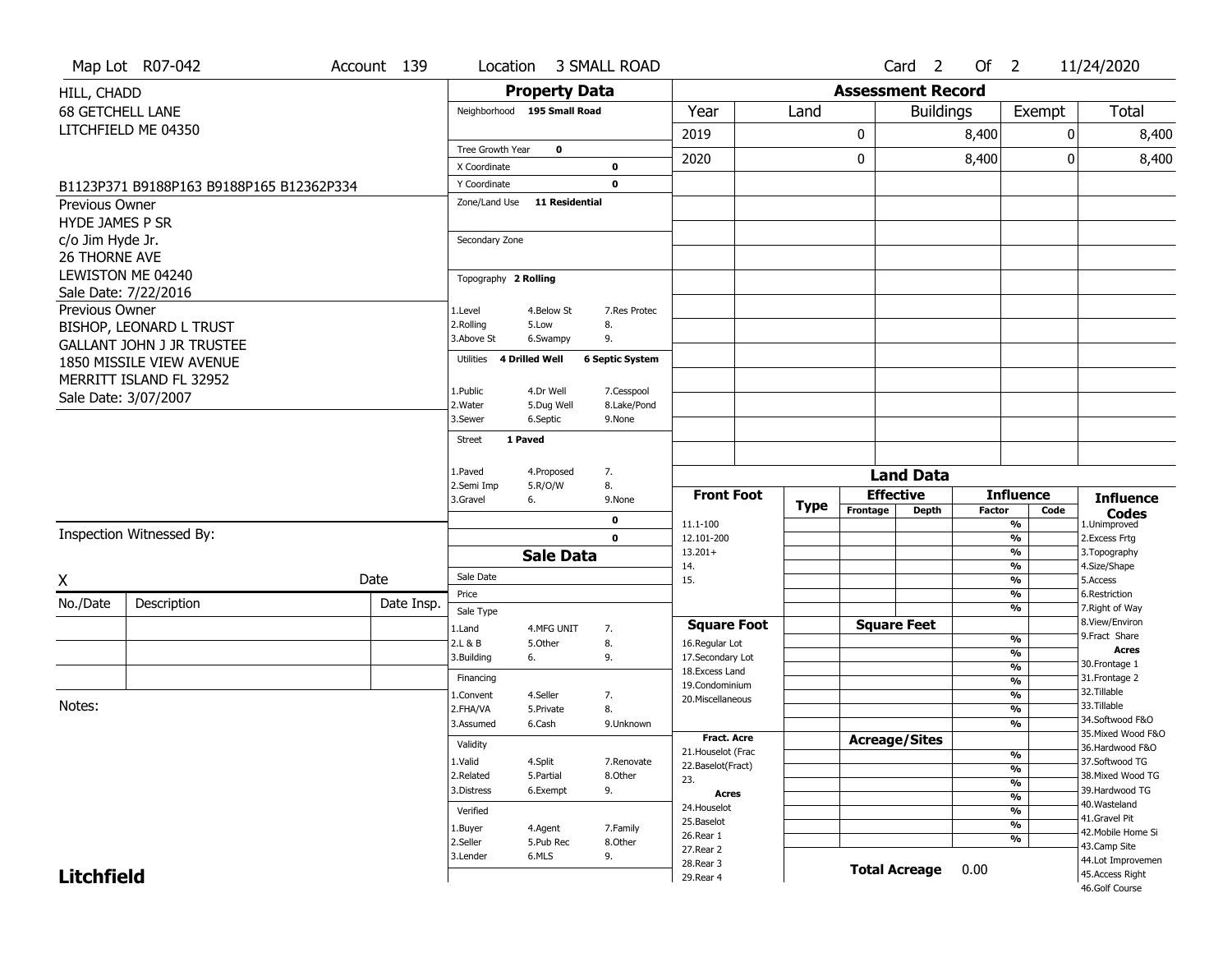Map Lot R07-042 | Account 139 | Location 3 SMALL ROAD | Card 2 Of 2 | 11/24/2020

HILL, CHADD
68 GETCHELL LANE
LITCHFIELD ME 04350

B1123P371 B9188P163 B9188P165 B12362P334

Previous Owner
HYDE JAMES P SR
c/o Jim Hyde Jr.
26 THORNE AVE
LEWISTON ME 04240
Sale Date: 7/22/2016

Previous Owner
BISHOP, LEONARD L TRUST
GALLANT JOHN J JR TRUSTEE
1850 MISSILE VIEW AVENUE
MERRITT ISLAND FL 32952
Sale Date: 3/07/2007

## Property Data

Neighborhood: 195 Small Road

Tree Growth Year: 0
X Coordinate: 0
Y Coordinate: 0
Zone/Land Use: 11 Residential
Secondary Zone:

Topography: 2 Rolling
1.Level 4.Below St 7.Res Protec
2.Rolling 5.Low 8.
3.Above St 6.Swampy 9.

Utilities: 4 Drilled Well, 6 Septic System
1.Public 4.Dr Well 7.Cesspool
2.Water 5.Dug Well 8.Lake/Pond
3.Sewer 6.Septic 9.None

Street: 1 Paved
1.Paved 4.Proposed 7.
2.Semi Imp 5.R/O/W 8.
3.Gravel 6. 9.None

0
0

## Sale Data

Sale Date:
Price:
Sale Type:
1.Land 4.MFG UNIT 7.
2.L & B 5.Other 8.
3.Building 6. 9.

Financing:
1.Convent 4.Seller 7.
2.FHA/VA 5.Private 8.
3.Assumed 6.Cash 9.Unknown

Validity:
1.Valid 4.Split 7.Renovate
2.Related 5.Partial 8.Other
3.Distress 6.Exempt 9.

Verified:
1.Buyer 4.Agent 7.Family
2.Seller 5.Pub Rec 8.Other
3.Lender 6.MLS 9.

## Assessment Record

| Year | Land | Buildings | Exempt | Total |
|---|---|---|---|---|
| 2019 | 0 | 8,400 | 0 | 8,400 |
| 2020 | 0 | 8,400 | 0 | 8,400 |

## Land Data

| Front Foot | Type | Effective Frontage | Effective Depth | Influence Factor | Influence Code |
|---|---|---|---|---|---|
| 11.1-100 | | | | % | |
| 12.101-200 | | | | % | |
| 13.201+ | | | | % | |
| 14. | | | | % | |
| 15. | | | | % | |

| Square Foot | Square Feet | Influence Factor |
|---|---|---|
| 16.Regular Lot | | % |
| 17.Secondary Lot | | % |
| 18.Excess Land | | % |
| 19.Condominium | | % |
| 20.Miscellaneous | | % |

| Fract. Acre / Acres | Acreage/Sites | Influence Factor |
|---|---|---|
| 21.Houselot (Frac | | % |
| 22.Baselot(Fract) | | % |
| 23. | | % |
| 24.Houselot | | % |
| 25.Baselot | | % |
| 26.Rear 1 | | % |
| 27.Rear 2 | | |
| 28.Rear 3 | | |
| 29.Rear 4 | | |

Total Acreage: 0.00

**Influence Codes**
1.Unimproved
2.Excess Frtg
3.Topography
4.Size/Shape
5.Access
6.Restriction
7.Right of Way
8.View/Environ
9.Fract Share

**Acres**
30.Frontage 1
31.Frontage 2
32.Tillable
33.Tillable
34.Softwood F&O
35.Mixed Wood F&O
36.Hardwood F&O
37.Softwood TG
38.Mixed Wood TG
39.Hardwood TG
40.Wasteland
41.Gravel Pit
42.Mobile Home Si
43.Camp Site
44.Lot Improvemen
45.Access Right
46.Golf Course

Inspection Witnessed By:

X _______________ Date

| No./Date | Description | Date Insp. |
|---|---|---|
| | | |
| | | |
| | | |

Notes:

**Litchfield**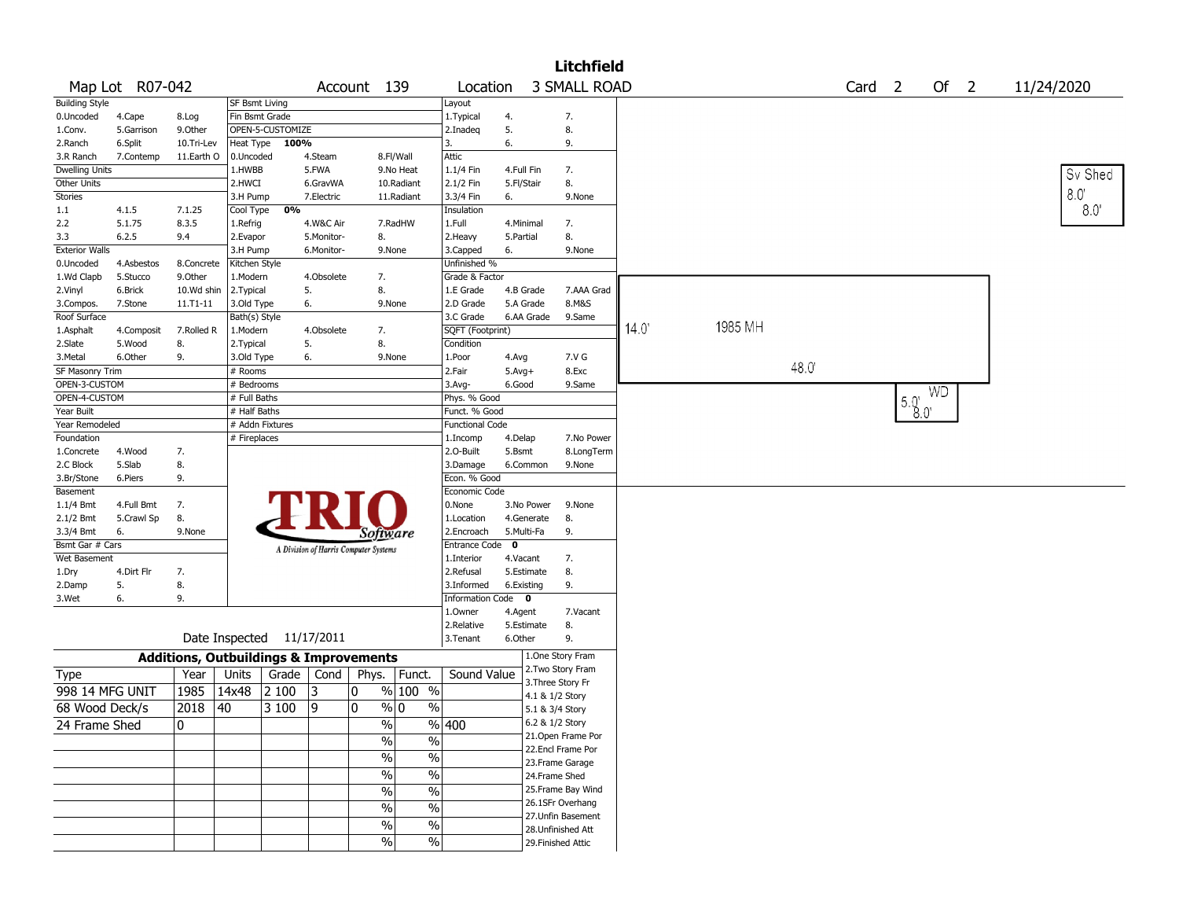# Litchfield

Map Lot R07-042 | Account 139 | Location 3 SMALL ROAD | Card 2 Of 2 | 11/24/2020

| Building Style | | | SF Bsmt Living | | | Layout | | |
|---|---|---|---|---|---|---|---|---|
| 0.Uncoded | 4.Cape | 8.Log | Fin Bsmt Grade | | | 1.Typical | 4. | 7. |
| 1.Conv. | 5.Garrison | 9.Other | OPEN-5-CUSTOMIZE | | | 2.Inadeq | 5. | 8. |
| 2.Ranch | 6.Split | 10.Tri-Lev | Heat Type 100% | | | 3. | 6. | 9. |
| 3.R Ranch | 7.Contemp | 11.Earth O | 0.Uncoded | 4.Steam | 8.Fl/Wall | Attic | | |
| Dwelling Units | | | 1.HWBB | 5.FWA | 9.No Heat | 1.1/4 Fin | 4.Full Fin | 7. |
| Other Units | | | 2.HWCI | 6.GravWA | 10.Radiant | 2.1/2 Fin | 5.Fl/Stair | 8. |
| Stories | | | 3.H Pump | 7.Electric | 11.Radiant | 3.3/4 Fin | 6. | 9.None |
| 1.1 | 4.1.5 | 7.1.25 | Cool Type 0% | | | Insulation | | |
| 2.2 | 5.1.75 | 8.3.5 | 1.Refrig | 4.W&C Air | 7.RadHW | 1.Full | 4.Minimal | 7. |
| 3.3 | 6.2.5 | 9.4 | 2.Evapor | 5.Monitor- | 8. | 2.Heavy | 5.Partial | 8. |
| Exterior Walls | | | 3.H Pump | 6.Monitor- | 9.None | 3.Capped | 6. | 9.None |
| 0.Uncoded | 4.Asbestos | 8.Concrete | Kitchen Style | | | Unfinished % | | |
| 1.Wd Clapb | 5.Stucco | 9.Other | 1.Modern | 4.Obsolete | 7. | Grade & Factor | | |
| 2.Vinyl | 6.Brick | 10.Wd shin | 2.Typical | 5. | 8. | 1.E Grade | 4.B Grade | 7.AAA Grad |
| 3.Compos. | 7.Stone | 11.T1-11 | 3.Old Type | 6. | 9.None | 2.D Grade | 5.A Grade | 8.M&S |
| Roof Surface | | | Bath(s) Style | | | 3.C Grade | 6.AA Grade | 9.Same |
| 1.Asphalt | 4.Composit | 7.Rolled R | 1.Modern | 4.Obsolete | 7. | SQFT (Footprint) | | |
| 2.Slate | 5.Wood | 8. | 2.Typical | 5. | 8. | Condition | | |
| 3.Metal | 6.Other | 9. | 3.Old Type | 6. | 9.None | 1.Poor | 4.Avg | 7.V G |
| SF Masonry Trim | | | # Rooms | | | 2.Fair | 5.Avg+ | 8.Exc |
| OPEN-3-CUSTOM | | | # Bedrooms | | | 3.Avg- | 6.Good | 9.Same |
| OPEN-4-CUSTOM | | | # Full Baths | | | Phys. % Good | | |
| Year Built | | | # Half Baths | | | Funct. % Good | | |
| Year Remodeled | | | # Addn Fixtures | | | Functional Code | | |
| Foundation | | | # Fireplaces | | | 1.Incomp | 4.Delap | 7.No Power |
| 1.Concrete | 4.Wood | 7. | | | | 2.O-Built | 5.Bsmt | 8.LongTerm |
| 2.C Block | 5.Slab | 8. | | | | 3.Damage | 6.Common | 9.None |
| 3.Br/Stone | 6.Piers | 9. | | | | Econ. % Good | | |
| Basement | | | | | | Economic Code | | |
| 1.1/4 Bmt | 4.Full Bmt | 7. | | | | 0.None | 3.No Power | 9.None |
| 2.1/2 Bmt | 5.Crawl Sp | 8. | | | | 1.Location | 4.Generate | 8. |
| 3.3/4 Bmt | 6. | 9.None | | | | 2.Encroach | 5.Multi-Fa | 9. |
| Bsmt Gar # Cars | | | | | | Entrance Code 0 | | |
| Wet Basement | | | | | | 1.Interior | 4.Vacant | 7. |
| 1.Dry | 4.Dirt Flr | 7. | | | | 2.Refusal | 5.Estimate | 8. |
| 2.Damp | 5. | 8. | | | | 3.Informed | 6.Existing | 9. |
| 3.Wet | 6. | 9. | | | | Information Code 0 | | |
| | | | | | | 1.Owner | 4.Agent | 7.Vacant |
| | | | | | | 2.Relative | 5.Estimate | 8. |
| | | | Date Inspected 11/17/2011 | | | 3.Tenant | 6.Other | 9. |

TRIO Software — A Division of Harris Computer Systems

## Additions, Outbuildings & Improvements

| Type | Year | Units | Grade | Cond | Phys. | Funct. | Sound Value |
|---|---|---|---|---|---|---|---|
| 998 14 MFG UNIT | 1985 | 14x48 | 2 100 | 3 | 0 % | 100 % | |
| 68 Wood Deck/s | 2018 | 40 | 3 100 | 9 | 0 % | 0 % | |
| 24 Frame Shed | 0 | | | | % | % | 400 |
| | | | | | % | % | |
| | | | | | % | % | |
| | | | | | % | % | |
| | | | | | % | % | |
| | | | | | % | % | |
| | | | | | % | % | |
| | | | | | % | % | |

1.One Story Fram
2.Two Story Fram
3.Three Story Fr
4.1 & 1/2 Story
5.1 & 3/4 Story
6.2 & 1/2 Story
21.Open Frame Por
22.Encl Frame Por
23.Frame Garage
24.Frame Shed
25.Frame Bay Wind
26.1SFr Overhang
27.Unfin Basement
28.Unfinished Att
29.Finished Attic

Sketch labels: 1985 MH (14.0' x 48.0'); WD (5.0' x 8.0'); Sv Shed (8.0' x 8.0')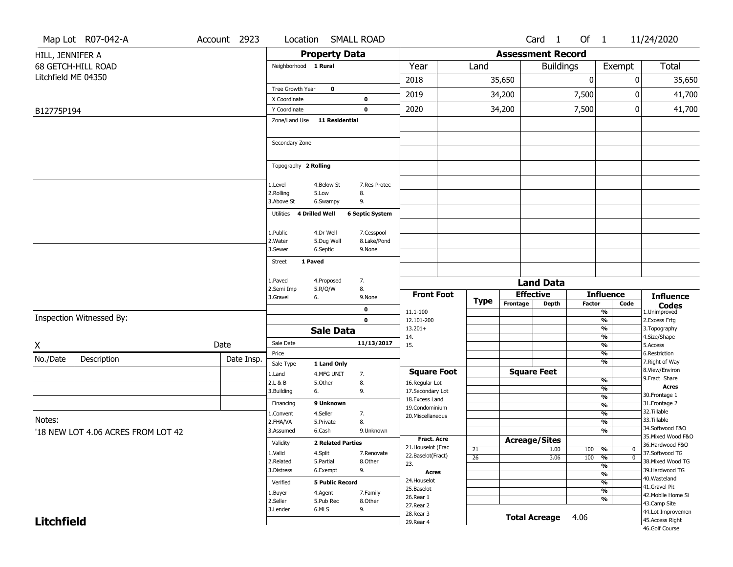Map Lot R07-042-A | Account 2923 | Location SMALL ROAD | Card 1 Of 1 | 11/24/2020

HILL, JENNIFER A
68 GETCH-HILL ROAD
Litchfield ME 04350

B12775P194

## Property Data

| | |
|---|---|
| Neighborhood | 1 Rural |
| Tree Growth Year | 0 |
| X Coordinate | 0 |
| Y Coordinate | 0 |
| Zone/Land Use | 11 Residential |
| Secondary Zone | |
| Topography | 2 Rolling |
| Utilities | 4 Drilled Well, 6 Septic System |
| Street | 1 Paved |

Topography codes: 1.Level, 2.Rolling, 3.Above St, 4.Below St, 5.Low, 6.Swampy, 7.Res Protec, 8., 9.

Utilities codes: 1.Public, 2.Water, 3.Sewer, 4.Dr Well, 5.Dug Well, 6.Septic, 7.Cesspool, 8.Lake/Pond, 9.None

Street codes: 1.Paved, 2.Semi Imp, 3.Gravel, 4.Proposed, 5.R/O/W, 6., 7., 8., 9.None

## Assessment Record

| Year | Land | Buildings | Exempt | Total |
|---|---|---|---|---|
| 2018 | 35,650 | 0 | 0 | 35,650 |
| 2019 | 34,200 | 7,500 | 0 | 41,700 |
| 2020 | 34,200 | 7,500 | 0 | 41,700 |

## Sale Data

| | |
|---|---|
| Sale Date | 11/13/2017 |
| Price | |
| Sale Type | 1 Land Only |
| Financing | 9 Unknown |
| Validity | 2 Related Parties |
| Verified | 5 Public Record |

Sale Type codes: 1.Land, 2.L & B, 3.Building, 4.MFG UNIT, 5.Other, 6., 7., 8., 9.

Financing codes: 1.Convent, 2.FHA/VA, 3.Assumed, 4.Seller, 5.Private, 6.Cash, 7., 8., 9.Unknown

Validity codes: 1.Valid, 2.Related, 3.Distress, 4.Split, 5.Partial, 6.Exempt, 7.Renovate, 8.Other, 9.

Verified codes: 1.Buyer, 2.Seller, 3.Lender, 4.Agent, 5.Pub Rec, 6.MLS, 7.Family, 8.Other, 9.

Inspection Witnessed By:

X | Date

| No./Date | Description | Date Insp. |
|---|---|---|
| | | |
| | | |
| | | |

Notes:
'18 NEW LOT 4.06 ACRES FROM LOT 42

## Land Data

| Type | Effective Frontage | Effective Depth | Influence Factor | Influence Code |
|---|---|---|---|---|
| 21 | | 1.00 | 100 % | 0 |
| 26 | | 3.06 | 100 % | 0 |

Front Foot: 11.1-100, 12.101-200, 13.201+, 14., 15.

Square Foot: 16.Regular Lot, 17.Secondary Lot, 18.Excess Land, 19.Condominium, 20.Miscellaneous

Fract. Acre: 21.Houselot (Frac, 22.Baselot(Fract), 23.

Acres: 24.Houselot, 25.Baselot, 26.Rear 1, 27.Rear 2, 28.Rear 3, 29.Rear 4

**Total Acreage** 4.06

Influence Codes: 1.Unimproved, 2.Excess Frtg, 3.Topography, 4.Size/Shape, 5.Access, 6.Restriction, 7.Right of Way, 8.View/Environ, 9.Fract Share

Acres: 30.Frontage 1, 31.Frontage 2, 32.Tillable, 33.Tillable, 34.Softwood F&O, 35.Mixed Wood F&O, 36.Hardwood F&O, 37.Softwood TG, 38.Mixed Wood TG, 39.Hardwood TG, 40.Wasteland, 41.Gravel Pit, 42.Mobile Home Si, 43.Camp Site, 44.Lot Improvemen, 45.Access Right, 46.Golf Course

**Litchfield**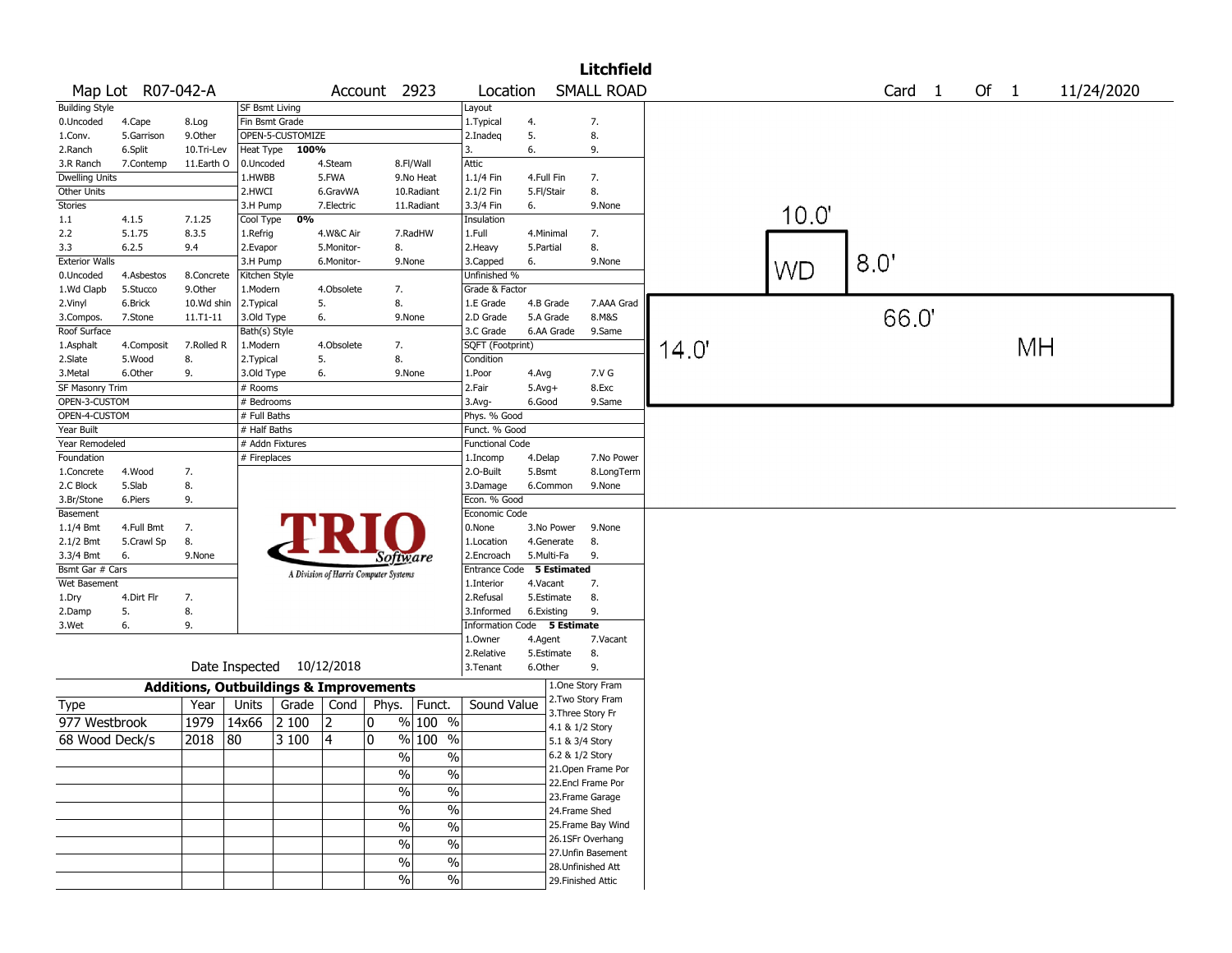# Litchfield

**Map Lot** R07-042-A **Account** 2923 **Location** SMALL ROAD **Card** 1 **Of** 1 11/24/2020

| Building Style | | | SF Bsmt Living | | | Layout | | |
|---|---|---|---|---|---|---|---|---|
| 0.Uncoded | 4.Cape | 8.Log | Fin Bsmt Grade | | | 1.Typical | 4. | 7. |
| 1.Conv. | 5.Garrison | 9.Other | OPEN-5-CUSTOMIZE | | | 2.Inadeq | 5. | 8. |
| 2.Ranch | 6.Split | 10.Tri-Lev | Heat Type 100% | | | 3. | 6. | 9. |
| 3.R Ranch | 7.Contemp | 11.Earth O | 0.Uncoded | 4.Steam | 8.Fl/Wall | Attic | | |
| Dwelling Units | | | 1.HWBB | 5.FWA | 9.No Heat | 1.1/4 Fin | 4.Full Fin | 7. |
| Other Units | | | 2.HWCI | 6.GravWA | 10.Radiant | 2.1/2 Fin | 5.Fl/Stair | 8. |
| Stories | | | 3.H Pump | 7.Electric | 11.Radiant | 3.3/4 Fin | 6. | 9.None |
| 1.1 | 4.1.5 | 7.1.25 | Cool Type 0% | | | Insulation | | |
| 2.2 | 5.1.75 | 8.3.5 | 1.Refrig | 4.W&C Air | 7.RadHW | 1.Full | 4.Minimal | 7. |
| 3.3 | 6.2.5 | 9.4 | 2.Evapor | 5.Monitor- | 8. | 2.Heavy | 5.Partial | 8. |
| Exterior Walls | | | 3.H Pump | 6.Monitor- | 9.None | 3.Capped | 6. | 9.None |
| 0.Uncoded | 4.Asbestos | 8.Concrete | Kitchen Style | | | Unfinished % | | |
| 1.Wd Clapb | 5.Stucco | 9.Other | 1.Modern | 4.Obsolete | 7. | Grade & Factor | | |
| 2.Vinyl | 6.Brick | 10.Wd shin | 2.Typical | 5. | 8. | 1.E Grade | 4.B Grade | 7.AAA Grad |
| 3.Compos. | 7.Stone | 11.T1-11 | 3.Old Type | 6. | 9.None | 2.D Grade | 5.A Grade | 8.M&S |
| Roof Surface | | | Bath(s) Style | | | 3.C Grade | 6.AA Grade | 9.Same |
| 1.Asphalt | 4.Composit | 7.Rolled R | 1.Modern | 4.Obsolete | 7. | SQFT (Footprint) | | |
| 2.Slate | 5.Wood | 8. | 2.Typical | 5. | 8. | Condition | | |
| 3.Metal | 6.Other | 9. | 3.Old Type | 6. | 9.None | 1.Poor | 4.Avg | 7.V G |
| SF Masonry Trim | | | # Rooms | | | 2.Fair | 5.Avg+ | 8.Exc |
| OPEN-3-CUSTOM | | | # Bedrooms | | | 3.Avg- | 6.Good | 9.Same |
| OPEN-4-CUSTOM | | | # Full Baths | | | Phys. % Good | | |
| Year Built | | | # Half Baths | | | Funct. % Good | | |
| Year Remodeled | | | # Addn Fixtures | | | Functional Code | | |
| Foundation | | | # Fireplaces | | | 1.Incomp | 4.Delap | 7.No Power |
| 1.Concrete | 4.Wood | 7. | | | | 2.O-Built | 5.Bsmt | 8.LongTerm |
| 2.C Block | 5.Slab | 8. | | | | 3.Damage | 6.Common | 9.None |
| 3.Br/Stone | 6.Piers | 9. | | | | Econ. % Good | | |
| Basement | | | | | | Economic Code | | |
| 1.1/4 Bmt | 4.Full Bmt | 7. | | | | 0.None | 3.No Power | 9.None |
| 2.1/2 Bmt | 5.Crawl Sp | 8. | | | | 1.Location | 4.Generate | 8. |
| 3.3/4 Bmt | 6. | 9.None | | | | 2.Encroach | 5.Multi-Fa | 9. |
| Bsmt Gar # Cars | | | | | | Entrance Code 5 Estimated | | |
| Wet Basement | | | | | | 1.Interior | 4.Vacant | 7. |
| 1.Dry | 4.Dirt Flr | 7. | | | | 2.Refusal | 5.Estimate | 8. |
| 2.Damp | 5. | 8. | | | | 3.Informed | 6.Existing | 9. |
| 3.Wet | 6. | 9. | | | | Information Code 5 Estimate | | |
| | | | | | | 1.Owner | 4.Agent | 7.Vacant |
| | | | | | | 2.Relative | 5.Estimate | 8. |
| | | | | | | 3.Tenant | 6.Other | 9. |

Date Inspected 10/12/2018

## Additions, Outbuildings & Improvements

| Type | Year | Units | Grade | Cond | Phys. | Funct. | Sound Value |
|---|---|---|---|---|---|---|---|
| 977 Westbrook | 1979 | 14x66 | 2 100 | 2 | 0 % | 100 % | |
| 68 Wood Deck/s | 2018 | 80 | 3 100 | 4 | 0 % | 100 % | |
| | | | | | % | % | |
| | | | | | % | % | |
| | | | | | % | % | |
| | | | | | % | % | |
| | | | | | % | % | |
| | | | | | % | % | |
| | | | | | % | % | |
| | | | | | % | % | |

1.One Story Fram
2.Two Story Fram
3.Three Story Fr
4.1 & 1/2 Story
5.1 & 3/4 Story
6.2 & 1/2 Story
21.Open Frame Por
22.Encl Frame Por
23.Frame Garage
24.Frame Shed
25.Frame Bay Wind
26.1SFr Overhang
27.Unfin Basement
28.Unfinished Att
29.Finished Attic

Sketch: WD 10.0' x 8.0'; MH 66.0' x 14.0'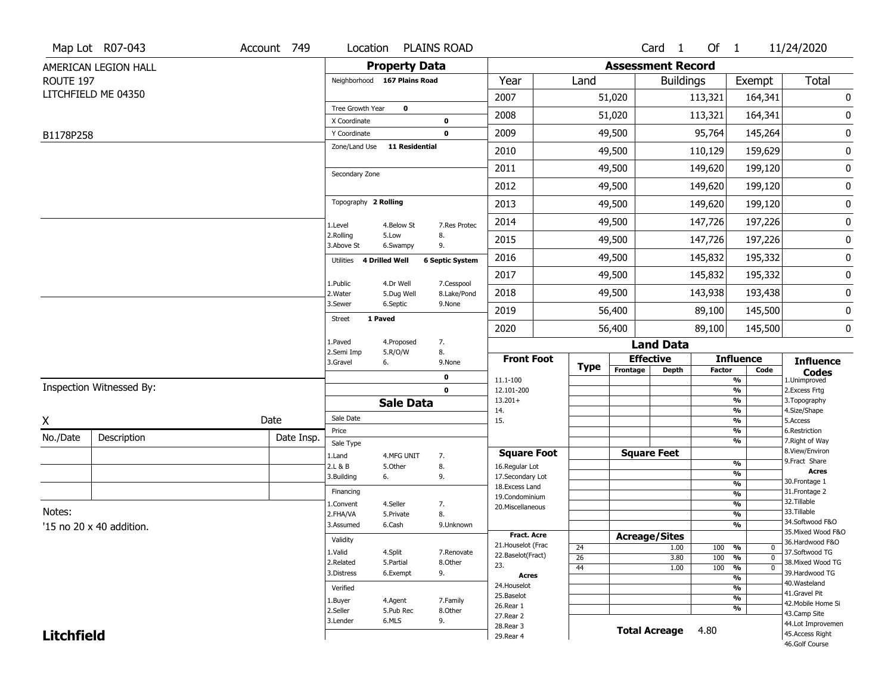Map Lot R07-043 | Account 749 | Location PLAINS ROAD | Card 1 Of 1 | 11/24/2020

AMERICAN LEGION HALL
ROUTE 197
LITCHFIELD ME 04350

B1178P258

## Property Data

Neighborhood **167 Plains Road**

Tree Growth Year **0**
X Coordinate **0**
Y Coordinate **0**
Zone/Land Use **11 Residential**

Secondary Zone

Topography **2 Rolling**

1.Level 4.Below St 7.Res Protec
2.Rolling 5.Low 8.
3.Above St 6.Swampy 9.

Utilities **4 Drilled Well** **6 Septic System**

1.Public 4.Dr Well 7.Cesspool
2.Water 5.Dug Well 8.Lake/Pond
3.Sewer 6.Septic 9.None

Street **1 Paved**

1.Paved 4.Proposed 7.
2.Semi Imp 5.R/O/W 8.
3.Gravel 6. 9.None

**0**
**0**

## Assessment Record

| Year | Land | Buildings | Exempt | Total |
|---|---|---|---|---|
| 2007 | 51,020 | 113,321 | 164,341 | 0 |
| 2008 | 51,020 | 113,321 | 164,341 | 0 |
| 2009 | 49,500 | 95,764 | 145,264 | 0 |
| 2010 | 49,500 | 110,129 | 159,629 | 0 |
| 2011 | 49,500 | 149,620 | 199,120 | 0 |
| 2012 | 49,500 | 149,620 | 199,120 | 0 |
| 2013 | 49,500 | 149,620 | 199,120 | 0 |
| 2014 | 49,500 | 147,726 | 197,226 | 0 |
| 2015 | 49,500 | 147,726 | 197,226 | 0 |
| 2016 | 49,500 | 145,832 | 195,332 | 0 |
| 2017 | 49,500 | 145,832 | 195,332 | 0 |
| 2018 | 49,500 | 143,938 | 193,438 | 0 |
| 2019 | 56,400 | 89,100 | 145,500 | 0 |
| 2020 | 56,400 | 89,100 | 145,500 | 0 |

## Land Data

| Front Foot | Type | Effective Frontage | Effective Depth | Influence Factor | Influence Code |
|---|---|---|---|---|---|
| 11.1-100 | | | | % | |
| 12.101-200 | | | | % | |
| 13.201+ | | | | % | |
| 14. | | | | % | |
| 15. | | | | % | |
| | | | | % | |
| | | | | % | |

| Square Foot | | Square Feet | | |
|---|---|---|---|---|
| 16.Regular Lot | | | % | |
| 17.Secondary Lot | | | % | |
| 18.Excess Land | | | % | |
| 19.Condominium | | | % | |
| 20.Miscellaneous | | | % | |
| | | | % | |
| | | | % | |

| Fract. Acre | Type | Acreage/Sites | Influence Factor | Influence Code |
|---|---|---|---|---|
| 21.Houselot (Frac | 24 | 1.00 | 100 % | 0 |
| 22.Baselot(Fract) | 26 | 3.80 | 100 % | 0 |
| 23. | 44 | 1.00 | 100 % | 0 |
| **Acres** | | | % | |
| 24.Houselot | | | % | |
| 25.Baselot | | | % | |
| 26.Rear 1 | | | % | |
| 27.Rear 2 | | | | |
| 28.Rear 3 | | | | |
| 29.Rear 4 | | | | |

**Total Acreage** 4.80

**Influence Codes**
1.Unimproved
2.Excess Frtg
3.Topography
4.Size/Shape
5.Access
6.Restriction
7.Right of Way
8.View/Environ
9.Fract Share

**Acres**
30.Frontage 1
31.Frontage 2
32.Tillable
33.Tillable
34.Softwood F&O
35.Mixed Wood F&O
36.Hardwood F&O
37.Softwood TG
38.Mixed Wood TG
39.Hardwood TG
40.Wasteland
41.Gravel Pit
42.Mobile Home Si
43.Camp Site
44.Lot Improvemen
45.Access Right
46.Golf Course

## Sale Data

Sale Date
Price
Sale Type
1.Land 4.MFG UNIT 7.
2.L & B 5.Other 8.
3.Building 6. 9.

Financing
1.Convent 4.Seller 7.
2.FHA/VA 5.Private 8.
3.Assumed 6.Cash 9.Unknown

Validity
1.Valid 4.Split 7.Renovate
2.Related 5.Partial 8.Other
3.Distress 6.Exempt 9.

Verified
1.Buyer 4.Agent 7.Family
2.Seller 5.Pub Rec 8.Other
3.Lender 6.MLS 9.

Inspection Witnessed By:

X Date

| No./Date | Description | Date Insp. |
|---|---|---|
| | | |
| | | |
| | | |

Notes:
'15 no 20 x 40 addition.

**Litchfield**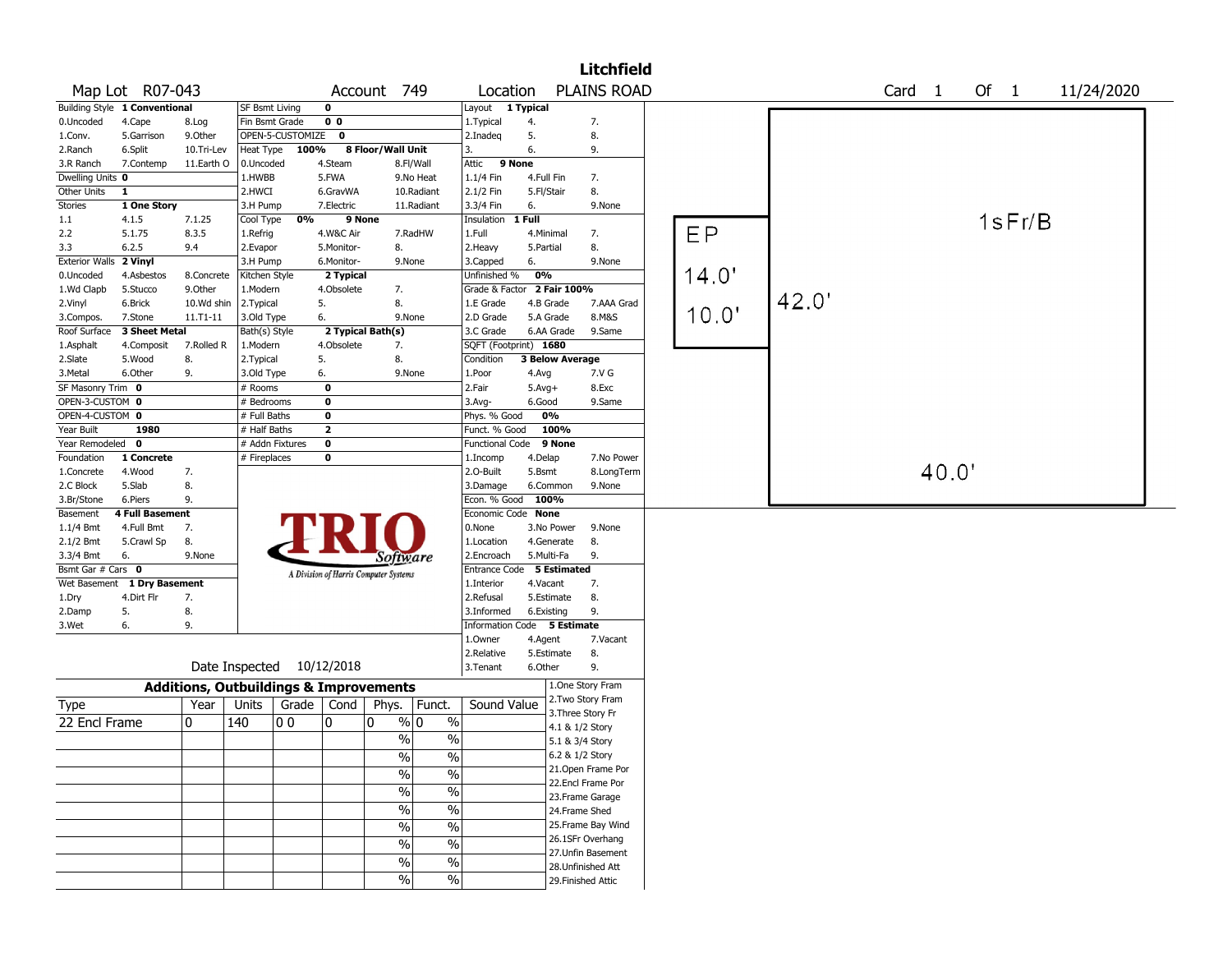# Litchfield

| Map Lot | R07-043 | Account | 749 | Location | PLAINS ROAD | Card 1 Of 1 | 11/24/2020 |
|---|---|---|---|---|---|---|---|

| Building Style | 1 Conventional | | SF Bsmt Living | 0 | | Layout | 1 Typical | |
|---|---|---|---|---|---|---|---|---|
| 0.Uncoded | 4.Cape | 8.Log | Fin Bsmt Grade | 0 0 | | 1.Typical | 4. | 7. |
| 1.Conv. | 5.Garrison | 9.Other | OPEN-5-CUSTOMIZE | 0 | | 2.Inadeq | 5. | 8. |
| 2.Ranch | 6.Split | 10.Tri-Lev | Heat Type | 100% | 8 Floor/Wall Unit | 3. | 6. | 9. |
| 3.R Ranch | 7.Contemp | 11.Earth O | 0.Uncoded | 4.Steam | 8.Fl/Wall | Attic | 9 None | |
| Dwelling Units | 0 | | 1.HWBB | 5.FWA | 9.No Heat | 1.1/4 Fin | 4.Full Fin | 7. |
| Other Units | 1 | | 2.HWCI | 6.GravWA | 10.Radiant | 2.1/2 Fin | 5.Fl/Stair | 8. |
| Stories | 1 One Story | | 3.H Pump | 7.Electric | 11.Radiant | 3.3/4 Fin | 6. | 9.None |
| 1.1 | 4.1.5 | 7.1.25 | Cool Type | 0% | 9 None | Insulation | 1 Full | |
| 2.2 | 5.1.75 | 8.3.5 | 1.Refrig | 4.W&C Air | 7.RadHW | 1.Full | 4.Minimal | 7. |
| 3.3 | 6.2.5 | 9.4 | 2.Evapor | 5.Monitor- | 8. | 2.Heavy | 5.Partial | 8. |
| Exterior Walls | 2 Vinyl | | 3.H Pump | 6.Monitor- | 9.None | 3.Capped | 6. | 9.None |
| 0.Uncoded | 4.Asbestos | 8.Concrete | Kitchen Style | 2 Typical | | Unfinished % | 0% | |
| 1.Wd Clapb | 5.Stucco | 9.Other | 1.Modern | 4.Obsolete | 7. | Grade & Factor | 2 Fair 100% | |
| 2.Vinyl | 6.Brick | 10.Wd shin | 2.Typical | 5. | 8. | 1.E Grade | 4.B Grade | 7.AAA Grad |
| 3.Compos. | 7.Stone | 11.T1-11 | 3.Old Type | 6. | 9.None | 2.D Grade | 5.A Grade | 8.M&S |
| Roof Surface | 3 Sheet Metal | | Bath(s) Style | 2 Typical Bath(s) | | 3.C Grade | 6.AA Grade | 9.Same |
| 1.Asphalt | 4.Composit | 7.Rolled R | 1.Modern | 4.Obsolete | 7. | SQFT (Footprint) | 1680 | |
| 2.Slate | 5.Wood | 8. | 2.Typical | 5. | 8. | Condition | 3 Below Average | |
| 3.Metal | 6.Other | 9. | 3.Old Type | 6. | 9.None | 1.Poor | 4.Avg | 7.V G |
| SF Masonry Trim | 0 | | # Rooms | 0 | | 2.Fair | 5.Avg+ | 8.Exc |
| OPEN-3-CUSTOM | 0 | | # Bedrooms | 0 | | 3.Avg- | 6.Good | 9.Same |
| OPEN-4-CUSTOM | 0 | | # Full Baths | 0 | | Phys. % Good | 0% | |
| Year Built | 1980 | | # Half Baths | 2 | | Funct. % Good | 100% | |
| Year Remodeled | 0 | | # Addn Fixtures | 0 | | Functional Code | 9 None | |
| Foundation | 1 Concrete | | # Fireplaces | 0 | | 1.Incomp | 4.Delap | 7.No Power |
| 1.Concrete | 4.Wood | 7. | | | | 2.O-Built | 5.Bsmt | 8.LongTerm |
| 2.C Block | 5.Slab | 8. | | | | 3.Damage | 6.Common | 9.None |
| 3.Br/Stone | 6.Piers | 9. | | | | Econ. % Good | 100% | |
| Basement | 4 Full Basement | | | | | Economic Code | None | |
| 1.1/4 Bmt | 4.Full Bmt | 7. | | | | 0.None | 3.No Power | 9.None |
| 2.1/2 Bmt | 5.Crawl Sp | 8. | | | | 1.Location | 4.Generate | 8. |
| 3.3/4 Bmt | 6. | 9.None | | | | 2.Encroach | 5.Multi-Fa | 9. |
| Bsmt Gar # Cars | 0 | | | | | Entrance Code | 5 Estimated | |
| Wet Basement | 1 Dry Basement | | | | | 1.Interior | 4.Vacant | 7. |
| 1.Dry | 4.Dirt Flr | 7. | | | | 2.Refusal | 5.Estimate | 8. |
| 2.Damp | 5. | 8. | | | | 3.Informed | 6.Existing | 9. |
| 3.Wet | 6. | 9. | | | | Information Code | 5 Estimate | |
| | | | | | | 1.Owner | 4.Agent | 7.Vacant |
| | | | | | | 2.Relative | 5.Estimate | 8. |
| | Date Inspected | 10/12/2018 | | | | 3.Tenant | 6.Other | 9. |

TRIO Software — A Division of Harris Computer Systems

## Additions, Outbuildings & Improvements

| Type | Year | Units | Grade | Cond | Phys. | Funct. | Sound Value |
|---|---|---|---|---|---|---|---|
| 22 Encl Frame | 0 | 140 | 0 0 | 0 | 0 % | 0 % | |
| | | | | | % | % | |
| | | | | | % | % | |
| | | | | | % | % | |
| | | | | | % | % | |
| | | | | | % | % | |
| | | | | | % | % | |
| | | | | | % | % | |
| | | | | | % | % | |

1.One Story Fram
2.Two Story Fram
3.Three Story Fr
4.1 & 1/2 Story
5.1 & 3/4 Story
6.2 & 1/2 Story
21.Open Frame Por
22.Encl Frame Por
23.Frame Garage
24.Frame Shed
25.Frame Bay Wind
26.1SFr Overhang
27.Unfin Basement
28.Unfinished Att
29.Finished Attic

Sketch: 1sFr/B 42.0' × 40.0'; EP 14.0' × 10.0'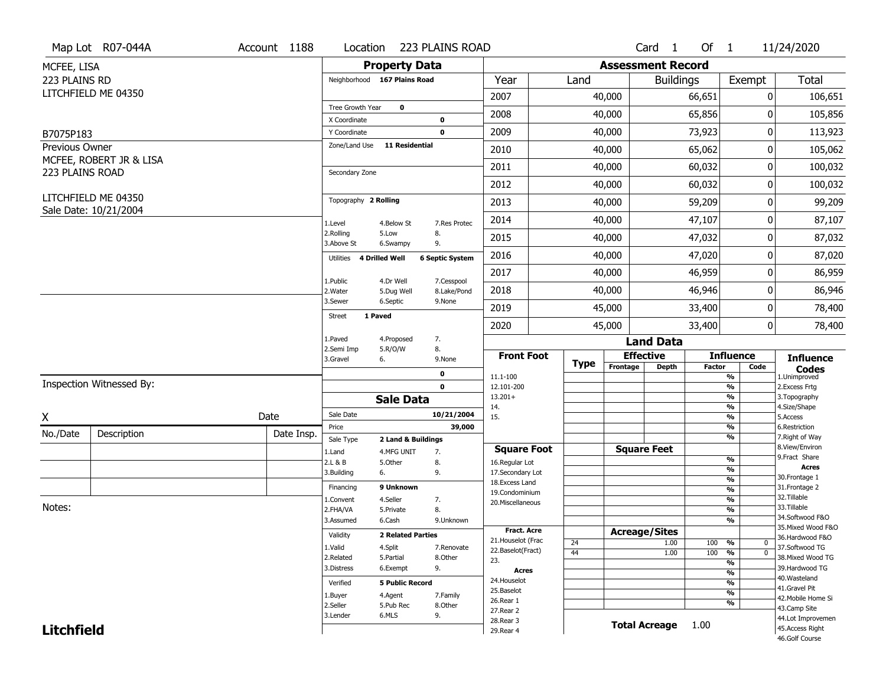Map Lot R07-044A | Account 1188 | Location 223 PLAINS ROAD | Card 1 Of 1 | 11/24/2020

MCFEE, LISA
223 PLAINS RD
LITCHFIELD ME 04350

B7075P183

Previous Owner
MCFEE, ROBERT JR & LISA
223 PLAINS ROAD

LITCHFIELD ME 04350
Sale Date: 10/21/2004

## Property Data

Neighborhood **167 Plains Road**

Tree Growth Year **0**
X Coordinate **0**
Y Coordinate **0**
Zone/Land Use **11 Residential**

Secondary Zone

Topography **2 Rolling**

1.Level 4.Below St 7.Res Protec
2.Rolling 5.Low 8.
3.Above St 6.Swampy 9.

Utilities **4 Drilled Well** **6 Septic System**

1.Public 4.Dr Well 7.Cesspool
2.Water 5.Dug Well 8.Lake/Pond
3.Sewer 6.Septic 9.None

Street **1 Paved**

1.Paved 4.Proposed 7.
2.Semi Imp 5.R/O/W 8.
3.Gravel 6. 9.None

**0**
**0**

## Sale Data

Sale Date **10/21/2004**
Price **39,000**
Sale Type **2 Land & Buildings**

1.Land 4.MFG UNIT 7.
2.L & B 5.Other 8.
3.Building 6. 9.

Financing **9 Unknown**

1.Convent 4.Seller 7.
2.FHA/VA 5.Private 8.
3.Assumed 6.Cash 9.Unknown

Validity **2 Related Parties**

1.Valid 4.Split 7.Renovate
2.Related 5.Partial 8.Other
3.Distress 6.Exempt 9.

Verified **5 Public Record**

1.Buyer 4.Agent 7.Family
2.Seller 5.Pub Rec 8.Other
3.Lender 6.MLS 9.

## Assessment Record

| Year | Land | Buildings | Exempt | Total |
|---|---|---|---|---|
| 2007 | 40,000 | 66,651 | 0 | 106,651 |
| 2008 | 40,000 | 65,856 | 0 | 105,856 |
| 2009 | 40,000 | 73,923 | 0 | 113,923 |
| 2010 | 40,000 | 65,062 | 0 | 105,062 |
| 2011 | 40,000 | 60,032 | 0 | 100,032 |
| 2012 | 40,000 | 60,032 | 0 | 100,032 |
| 2013 | 40,000 | 59,209 | 0 | 99,209 |
| 2014 | 40,000 | 47,107 | 0 | 87,107 |
| 2015 | 40,000 | 47,032 | 0 | 87,032 |
| 2016 | 40,000 | 47,020 | 0 | 87,020 |
| 2017 | 40,000 | 46,959 | 0 | 86,959 |
| 2018 | 40,000 | 46,946 | 0 | 86,946 |
| 2019 | 45,000 | 33,400 | 0 | 78,400 |
| 2020 | 45,000 | 33,400 | 0 | 78,400 |

## Land Data

| Front Foot | Type | Effective Frontage | Effective Depth | Influence Factor | Influence Code |
|---|---|---|---|---|---|
| 11.1-100 | | | | % | |
| 12.101-200 | | | | % | |
| 13.201+ | | | | % | |
| 14. | | | | % | |
| 15. | | | | % | |
| | | | | % | |
| | | | | % | |
| **Square Foot** | | **Square Feet** | | | |
| 16.Regular Lot | | | | % | |
| 17.Secondary Lot | | | | % | |
| 18.Excess Land | | | | % | |
| 19.Condominium | | | | % | |
| 20.Miscellaneous | | | | % | |
| | | | | % | |
| | | | | % | |
| **Fract. Acre** | | **Acreage/Sites** | | | |
| 21.Houselot (Frac | 24 | | 1.00 | 100 % | 0 |
| 22.Baselot(Fract) | 44 | | 1.00 | 100 % | 0 |
| 23. | | | | % | |
| **Acres** | | | | % | |
| 24.Houselot | | | | % | |
| 25.Baselot | | | | % | |
| 26.Rear 1 | | | | % | |
| 27.Rear 2 | | | | | |
| 28.Rear 3 | | | | | |
| 29.Rear 4 | | | | | |

**Total Acreage** 1.00

**Influence Codes**
1.Unimproved
2.Excess Frtg
3.Topography
4.Size/Shape
5.Access
6.Restriction
7.Right of Way
8.View/Environ
9.Fract Share
**Acres**
30.Frontage 1
31.Frontage 2
32.Tillable
33.Tillable
34.Softwood F&O
35.Mixed Wood F&O
36.Hardwood F&O
37.Softwood TG
38.Mixed Wood TG
39.Hardwood TG
40.Wasteland
41.Gravel Pit
42.Mobile Home Si
43.Camp Site
44.Lot Improvemen
45.Access Right
46.Golf Course

Inspection Witnessed By:

X ______________________ Date

| No./Date | Description | Date Insp. |
|---|---|---|
| | | |
| | | |
| | | |

Notes:

**Litchfield**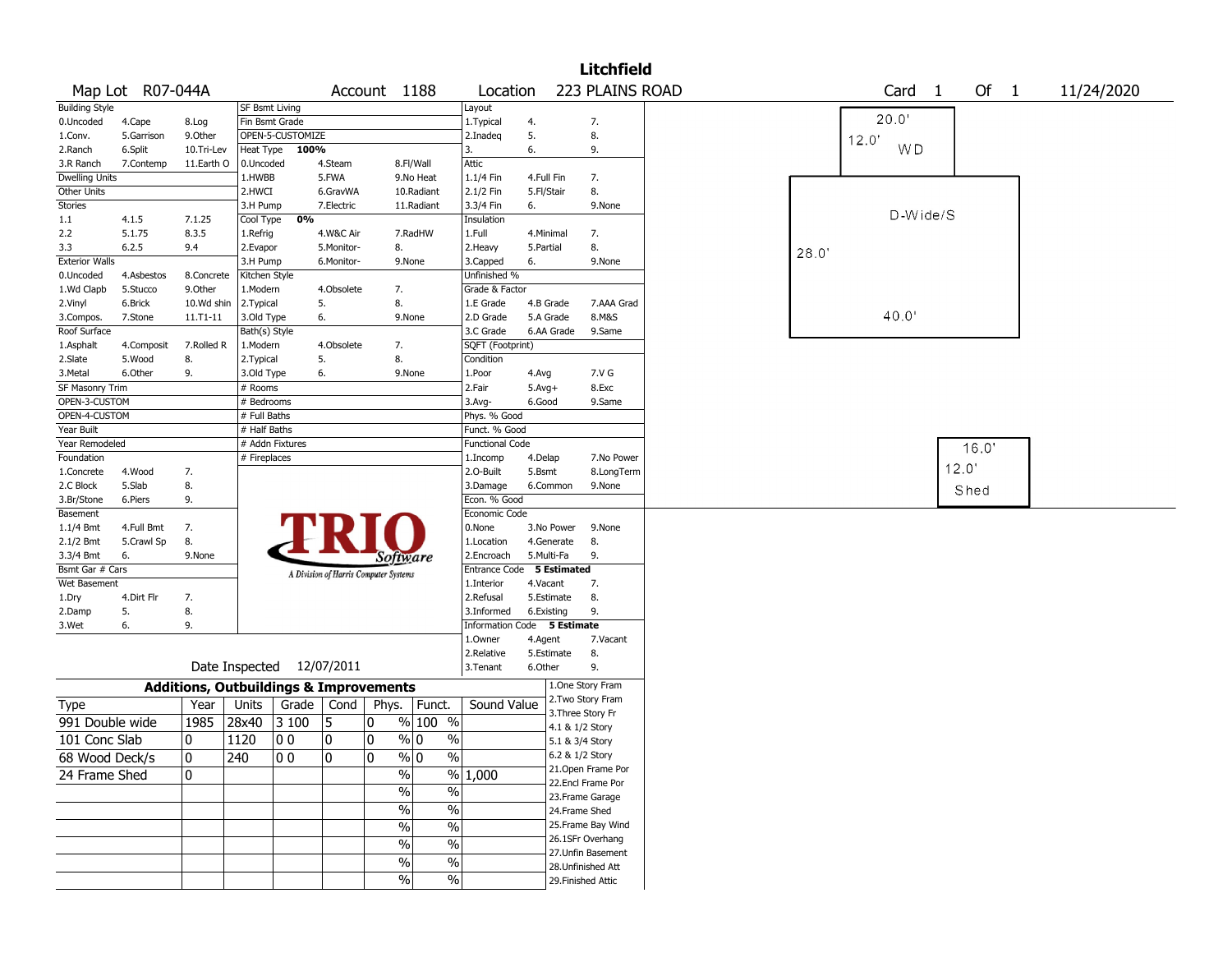# Litchfield

Map Lot R07-044A | Account 1188 | Location 223 PLAINS ROAD | Card 1 Of 1 | 11/24/2020

| Building Style | | | SF Bsmt Living | | | Layout | | |
|---|---|---|---|---|---|---|---|---|
| 0.Uncoded | 4.Cape | 8.Log | Fin Bsmt Grade | | | 1.Typical | 4. | 7. |
| 1.Conv. | 5.Garrison | 9.Other | OPEN-5-CUSTOMIZE | | | 2.Inadeq | 5. | 8. |
| 2.Ranch | 6.Split | 10.Tri-Lev | Heat Type 100% | | | 3. | 6. | 9. |
| 3.R Ranch | 7.Contemp | 11.Earth O | 0.Uncoded | 4.Steam | 8.Fl/Wall | Attic | | |
| Dwelling Units | | | 1.HWBB | 5.FWA | 9.No Heat | 1.1/4 Fin | 4.Full Fin | 7. |
| Other Units | | | 2.HWCI | 6.GravWA | 10.Radiant | 2.1/2 Fin | 5.Fl/Stair | 8. |
| Stories | | | 3.H Pump | 7.Electric | 11.Radiant | 3.3/4 Fin | 6. | 9.None |
| 1.1 | 4.1.5 | 7.1.25 | Cool Type 0% | | | Insulation | | |
| 2.2 | 5.1.75 | 8.3.5 | 1.Refrig | 4.W&C Air | 7.RadHW | 1.Full | 4.Minimal | 7. |
| 3.3 | 6.2.5 | 9.4 | 2.Evapor | 5.Monitor- | 8. | 2.Heavy | 5.Partial | 8. |
| Exterior Walls | | | 3.H Pump | 6.Monitor- | 9.None | 3.Capped | 6. | 9.None |
| 0.Uncoded | 4.Asbestos | 8.Concrete | Kitchen Style | | | Unfinished % | | |
| 1.Wd Clapb | 5.Stucco | 9.Other | 1.Modern | 4.Obsolete | 7. | Grade & Factor | | |
| 2.Vinyl | 6.Brick | 10.Wd shin | 2.Typical | 5. | 8. | 1.E Grade | 4.B Grade | 7.AAA Grad |
| 3.Compos. | 7.Stone | 11.T1-11 | 3.Old Type | 6. | 9.None | 2.D Grade | 5.A Grade | 8.M&S |
| Roof Surface | | | Bath(s) Style | | | 3.C Grade | 6.AA Grade | 9.Same |
| 1.Asphalt | 4.Composit | 7.Rolled R | 1.Modern | 4.Obsolete | 7. | SQFT (Footprint) | | |
| 2.Slate | 5.Wood | 8. | 2.Typical | 5. | 8. | Condition | | |
| 3.Metal | 6.Other | 9. | 3.Old Type | 6. | 9.None | 1.Poor | 4.Avg | 7.V G |
| SF Masonry Trim | | | # Rooms | | | 2.Fair | 5.Avg+ | 8.Exc |
| OPEN-3-CUSTOM | | | # Bedrooms | | | 3.Avg- | 6.Good | 9.Same |
| OPEN-4-CUSTOM | | | # Full Baths | | | Phys. % Good | | |
| Year Built | | | # Half Baths | | | Funct. % Good | | |
| Year Remodeled | | | # Addn Fixtures | | | Functional Code | | |
| Foundation | | | # Fireplaces | | | 1.Incomp | 4.Delap | 7.No Power |
| 1.Concrete | 4.Wood | 7. | | | | 2.O-Built | 5.Bsmt | 8.LongTerm |
| 2.C Block | 5.Slab | 8. | | | | 3.Damage | 6.Common | 9.None |
| 3.Br/Stone | 6.Piers | 9. | | | | Econ. % Good | | |
| Basement | | | | | | Economic Code | | |
| 1.1/4 Bmt | 4.Full Bmt | 7. | | | | 0.None | 3.No Power | 9.None |
| 2.1/2 Bmt | 5.Crawl Sp | 8. | | | | 1.Location | 4.Generate | 8. |
| 3.3/4 Bmt | 6. | 9.None | | | | 2.Encroach | 5.Multi-Fa | 9. |
| Bsmt Gar # Cars | | | | | | Entrance Code 5 Estimated | | |
| Wet Basement | | | | | | 1.Interior | 4.Vacant | 7. |
| 1.Dry | 4.Dirt Flr | 7. | | | | 2.Refusal | 5.Estimate | 8. |
| 2.Damp | 5. | 8. | | | | 3.Informed | 6.Existing | 9. |
| 3.Wet | 6. | 9. | | | | Information Code 5 Estimate | | |
| | | | | | | 1.Owner | 4.Agent | 7.Vacant |
| | | | | | | 2.Relative | 5.Estimate | 8. |
| | | | Date Inspected 12/07/2011 | | | 3.Tenant | 6.Other | 9. |

TRIO Software — A Division of Harris Computer Systems

## Additions, Outbuildings & Improvements

| Type | Year | Units | Grade | Cond | Phys. | Funct. | Sound Value |
|---|---|---|---|---|---|---|---|
| 991 Double wide | 1985 | 28x40 | 3 100 | 5 | 0 % | 100 % | |
| 101 Conc Slab | 0 | 1120 | 0 0 | 0 | 0 % | 0 % | |
| 68 Wood Deck/s | 0 | 240 | 0 0 | 0 | 0 % | 0 % | |
| 24 Frame Shed | 0 | | | | % | % | 1,000 |
| | | | | | % | % | |
| | | | | | % | % | |
| | | | | | % | % | |
| | | | | | % | % | |
| | | | | | % | % | |
| | | | | | % | % | |

1.One Story Fram
2.Two Story Fram
3.Three Story Fr
4.1 & 1/2 Story
5.1 & 3/4 Story
6.2 & 1/2 Story
21.Open Frame Por
22.Encl Frame Por
23.Frame Garage
24.Frame Shed
25.Frame Bay Wind
26.1SFr Overhang
27.Unfin Basement
28.Unfinished Att
29.Finished Attic

Sketch: WD 20.0' x 12.0'; D-Wide/S 40.0' x 28.0'; Shed 16.0' x 12.0'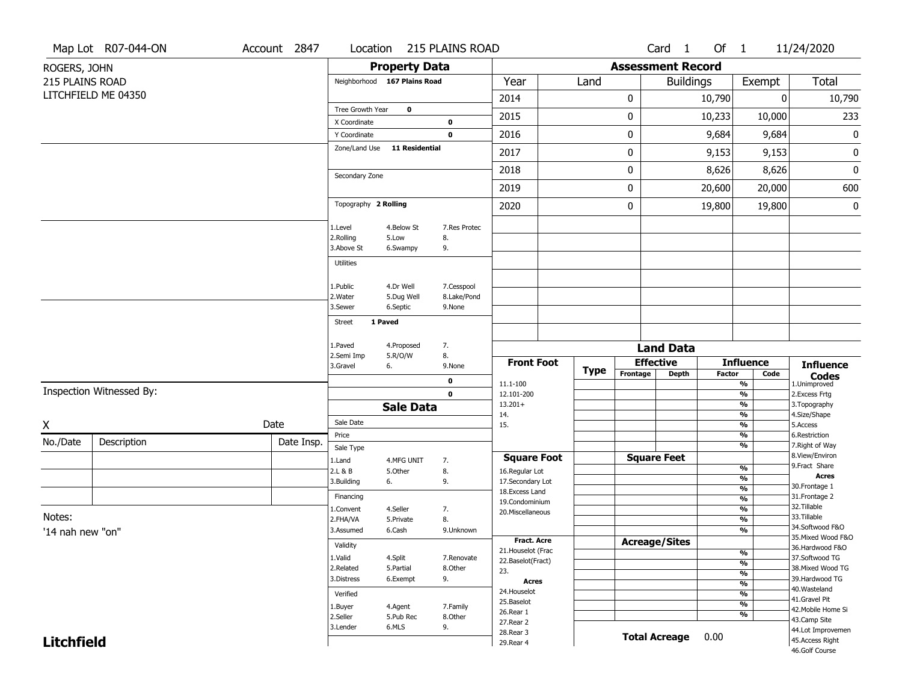Map Lot R07-044-ON | Account 2847 | Location 215 PLAINS ROAD | Card 1 Of 1 | 11/24/2020

ROGERS, JOHN
215 PLAINS ROAD
LITCHFIELD ME 04350

## Property Data

Neighborhood **167 Plains Road**

Tree Growth Year **0**

X Coordinate **0**

Y Coordinate **0**

Zone/Land Use **11 Residential**

Secondary Zone

Topography **2 Rolling**

| | | |
|---|---|---|
| 1.Level | 4.Below St | 7.Res Protec |
| 2.Rolling | 5.Low | 8. |
| 3.Above St | 6.Swampy | 9. |

Utilities

| | | |
|---|---|---|
| 1.Public | 4.Dr Well | 7.Cesspool |
| 2.Water | 5.Dug Well | 8.Lake/Pond |
| 3.Sewer | 6.Septic | 9.None |

Street **1 Paved**

| | | |
|---|---|---|
| 1.Paved | 4.Proposed | 7. |
| 2.Semi Imp | 5.R/O/W | 8. |
| 3.Gravel | 6. | 9.None |

**0**

**0**

## Sale Data

Sale Date

Price

Sale Type

| | | |
|---|---|---|
| 1.Land | 4.MFG UNIT | 7. |
| 2.L & B | 5.Other | 8. |
| 3.Building | 6. | 9. |

Financing

| | | |
|---|---|---|
| 1.Convent | 4.Seller | 7. |
| 2.FHA/VA | 5.Private | 8. |
| 3.Assumed | 6.Cash | 9.Unknown |

Validity

| | | |
|---|---|---|
| 1.Valid | 4.Split | 7.Renovate |
| 2.Related | 5.Partial | 8.Other |
| 3.Distress | 6.Exempt | 9. |

Verified

| | | |
|---|---|---|
| 1.Buyer | 4.Agent | 7.Family |
| 2.Seller | 5.Pub Rec | 8.Other |
| 3.Lender | 6.MLS | 9. |

## Assessment Record

| Year | Land | Buildings | Exempt | Total |
|---|---|---|---|---|
| 2014 | 0 | 10,790 | 0 | 10,790 |
| 2015 | 0 | 10,233 | 10,000 | 233 |
| 2016 | 0 | 9,684 | 9,684 | 0 |
| 2017 | 0 | 9,153 | 9,153 | 0 |
| 2018 | 0 | 8,626 | 8,626 | 0 |
| 2019 | 0 | 20,600 | 20,000 | 600 |
| 2020 | 0 | 19,800 | 19,800 | 0 |

## Land Data

| Front Foot | Type | Effective Frontage | Effective Depth | Influence Factor | Influence Code |
|---|---|---|---|---|---|
| 11.1-100 | | | | % | |
| 12.101-200 | | | | % | |
| 13.201+ | | | | % | |
| 14. | | | | % | |
| 15. | | | | % | |
| | | | | % | |
| | | | | % | |
| **Square Foot** | | **Square Feet** | | | |
| 16.Regular Lot | | | | % | |
| 17.Secondary Lot | | | | % | |
| 18.Excess Land | | | | % | |
| 19.Condominium | | | | % | |
| 20.Miscellaneous | | | | % | |
| | | | | % | |
| | | | | % | |
| **Fract. Acre** | | **Acreage/Sites** | | | |
| 21.Houselot (Frac | | | | % | |
| 22.Baselot(Fract) | | | | % | |
| 23. | | | | % | |
| **Acres** | | | | % | |
| 24.Houselot | | | | % | |
| 25.Baselot | | | | % | |
| 26.Rear 1 | | | | % | |
| 27.Rear 2 | | | | | |
| 28.Rear 3 | | | | | |
| 29.Rear 4 | | | | | |

**Total Acreage** 0.00

**Influence Codes**
1.Unimproved
2.Excess Frtg
3.Topography
4.Size/Shape
5.Access
6.Restriction
7.Right of Way
8.View/Environ
9.Fract Share
**Acres**
30.Frontage 1
31.Frontage 2
32.Tillable
33.Tillable
34.Softwood F&O
35.Mixed Wood F&O
36.Hardwood F&O
37.Softwood TG
38.Mixed Wood TG
39.Hardwood TG
40.Wasteland
41.Gravel Pit
42.Mobile Home Si
43.Camp Site
44.Lot Improvemen
45.Access Right
46.Golf Course

Inspection Witnessed By:

X _______________ Date

| No./Date | Description | Date Insp. |
|---|---|---|
| | | |
| | | |
| | | |

Notes:
'14 nah new "on"

**Litchfield**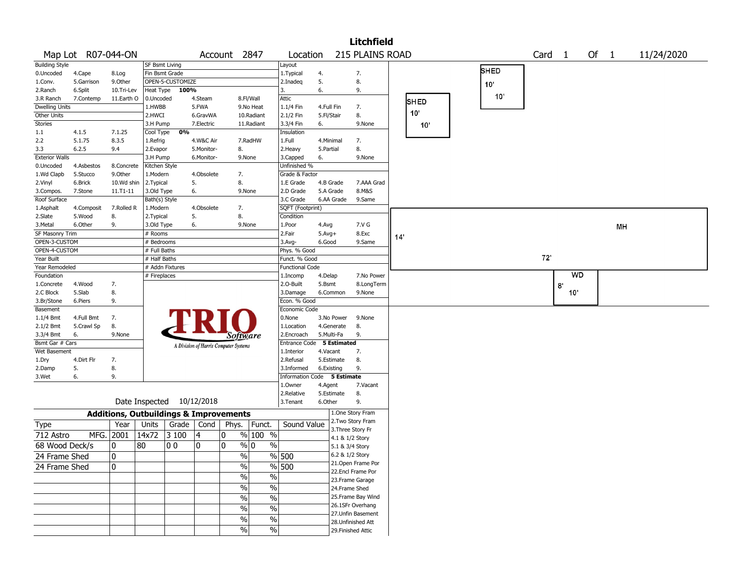# Litchfield

Map Lot R07-044-ON | Account 2847 | Location 215 PLAINS ROAD | Card 1 Of 1 | 11/24/2020

| Building Style | | | SF Bsmt Living | | | Layout | | |
|---|---|---|---|---|---|---|---|---|
| 0.Uncoded | 4.Cape | 8.Log | Fin Bsmt Grade | | | 1.Typical | 4. | 7. |
| 1.Conv. | 5.Garrison | 9.Other | OPEN-5-CUSTOMIZE | | | 2.Inadeq | 5. | 8. |
| 2.Ranch | 6.Split | 10.Tri-Lev | Heat Type **100%** | | | 3. | 6. | 9. |
| 3.R Ranch | 7.Contemp | 11.Earth O | 0.Uncoded | 4.Steam | 8.Fl/Wall | Attic | | |
| Dwelling Units | | | 1.HWBB | 5.FWA | 9.No Heat | 1.1/4 Fin | 4.Full Fin | 7. |
| Other Units | | | 2.HWCI | 6.GravWA | 10.Radiant | 2.1/2 Fin | 5.Fl/Stair | 8. |
| Stories | | | 3.H Pump | 7.Electric | 11.Radiant | 3.3/4 Fin | 6. | 9.None |
| 1.1 | 4.1.5 | 7.1.25 | Cool Type **0%** | | | Insulation | | |
| 2.2 | 5.1.75 | 8.3.5 | 1.Refrig | 4.W&C Air | 7.RadHW | 1.Full | 4.Minimal | 7. |
| 3.3 | 6.2.5 | 9.4 | 2.Evapor | 5.Monitor- | 8. | 2.Heavy | 5.Partial | 8. |
| Exterior Walls | | | 3.H Pump | 6.Monitor- | 9.None | 3.Capped | 6. | 9.None |
| 0.Uncoded | 4.Asbestos | 8.Concrete | Kitchen Style | | | Unfinished % | | |
| 1.Wd Clapb | 5.Stucco | 9.Other | 1.Modern | 4.Obsolete | 7. | Grade & Factor | | |
| 2.Vinyl | 6.Brick | 10.Wd shin | 2.Typical | 5. | 8. | 1.E Grade | 4.B Grade | 7.AAA Grad |
| 3.Compos. | 7.Stone | 11.T1-11 | 3.Old Type | 6. | 9.None | 2.D Grade | 5.A Grade | 8.M&S |
| Roof Surface | | | Bath(s) Style | | | 3.C Grade | 6.AA Grade | 9.Same |
| 1.Asphalt | 4.Composit | 7.Rolled R | 1.Modern | 4.Obsolete | 7. | SQFT (Footprint) | | |
| 2.Slate | 5.Wood | 8. | 2.Typical | 5. | 8. | Condition | | |
| 3.Metal | 6.Other | 9. | 3.Old Type | 6. | 9.None | 1.Poor | 4.Avg | 7.V G |
| SF Masonry Trim | | | # Rooms | | | 2.Fair | 5.Avg+ | 8.Exc |
| OPEN-3-CUSTOM | | | # Bedrooms | | | 3.Avg- | 6.Good | 9.Same |
| OPEN-4-CUSTOM | | | # Full Baths | | | Phys. % Good | | |
| Year Built | | | # Half Baths | | | Funct. % Good | | |
| Year Remodeled | | | # Addn Fixtures | | | Functional Code | | |
| Foundation | | | # Fireplaces | | | 1.Incomp | 4.Delap | 7.No Power |
| 1.Concrete | 4.Wood | 7. | | | | 2.O-Built | 5.Bsmt | 8.LongTerm |
| 2.C Block | 5.Slab | 8. | | | | 3.Damage | 6.Common | 9.None |
| 3.Br/Stone | 6.Piers | 9. | | | | Econ. % Good | | |
| Basement | | | | | | Economic Code | | |
| 1.1/4 Bmt | 4.Full Bmt | 7. | | | | 0.None | 3.No Power | 9.None |
| 2.1/2 Bmt | 5.Crawl Sp | 8. | | | | 1.Location | 4.Generate | 8. |
| 3.3/4 Bmt | 6. | 9.None | | | | 2.Encroach | 5.Multi-Fa | 9. |
| Bsmt Gar # Cars | | | | | | Entrance Code **5 Estimated** | | |
| Wet Basement | | | | | | 1.Interior | 4.Vacant | 7. |
| 1.Dry | 4.Dirt Flr | 7. | | | | 2.Refusal | 5.Estimate | 8. |
| 2.Damp | 5. | 8. | | | | 3.Informed | 6.Existing | 9. |
| 3.Wet | 6. | 9. | | | | Information Code **5 Estimate** | | |
| | | | | | | 1.Owner | 4.Agent | 7.Vacant |
| | | | | | | 2.Relative | 5.Estimate | 8. |
| | | | Date Inspected 10/12/2018 | | | 3.Tenant | 6.Other | 9. |

TRIO Software — A Division of Harris Computer Systems

## Additions, Outbuildings & Improvements

| Type | Year | Units | Grade | Cond | Phys. | Funct. | Sound Value |
|---|---|---|---|---|---|---|---|
| 712 Astro MFG. | 2001 | 14x72 | 3 100 | 4 | 0 % | 100 % | |
| 68 Wood Deck/s | 0 | 80 | 0 0 | 0 | 0 % | 0 % | |
| 24 Frame Shed | 0 | | | | % | % | 500 |
| 24 Frame Shed | 0 | | | | % | % | 500 |
| | | | | | % | % | |
| | | | | | % | % | |
| | | | | | % | % | |
| | | | | | % | % | |
| | | | | | % | % | |
| | | | | | % | % | |

1.One Story Fram
2.Two Story Fram
3.Three Story Fr
4.1 & 1/2 Story
5.1 & 3/4 Story
6.2 & 1/2 Story
21.Open Frame Por
22.Encl Frame Por
23.Frame Garage
24.Frame Shed
25.Frame Bay Wind
26.1SFr Overhang
27.Unfin Basement
28.Unfinished Att
29.Finished Attic

Sketch: SHED 10' x 10'; SHED 10' x 10'; MH 14' x 72'; WD 8' x 10'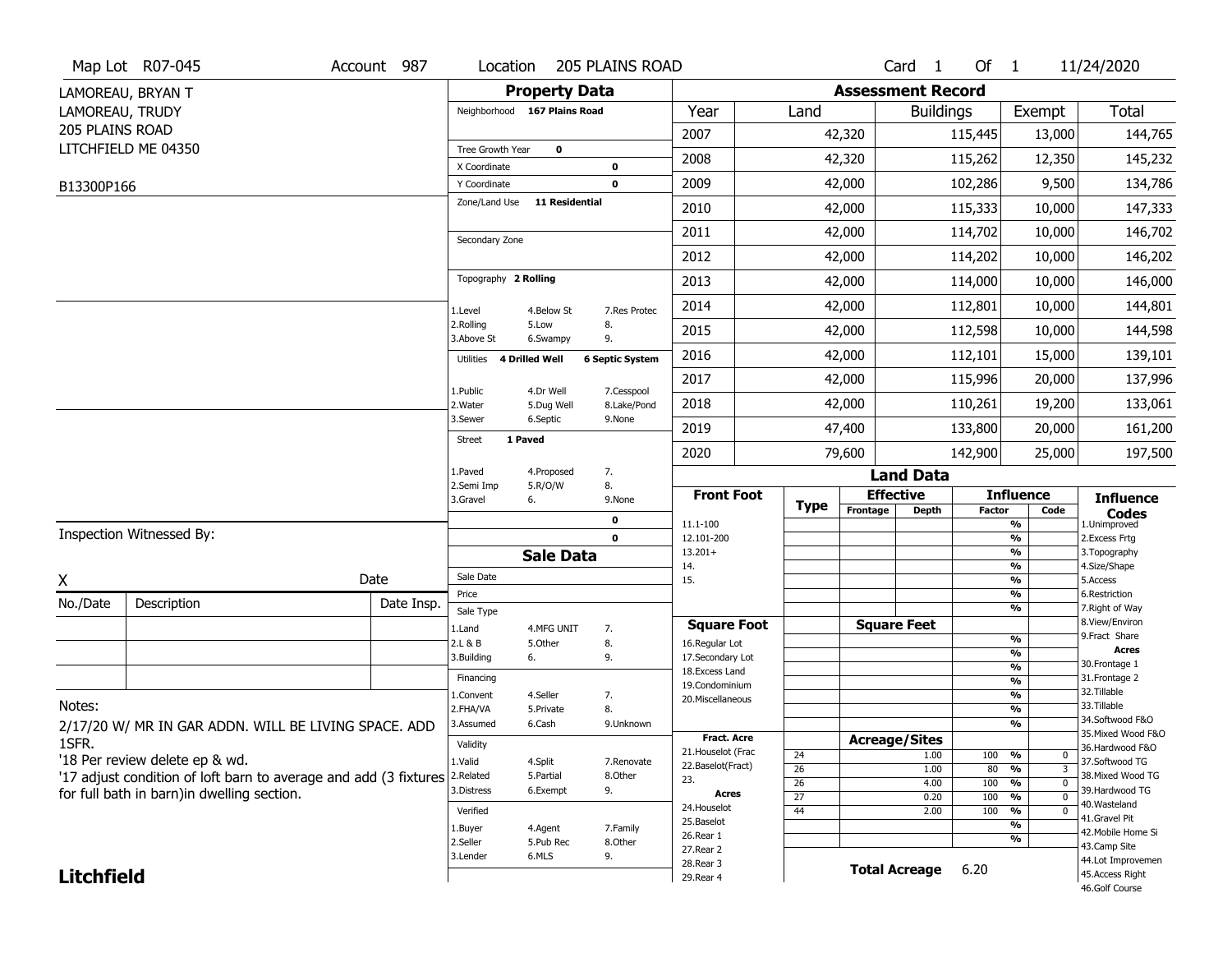Map Lot R07-045 | Account 987 | Location 205 PLAINS ROAD | Card 1 Of 1 | 11/24/2020

LAMOREAU, BRYAN T
LAMOREAU, TRUDY
205 PLAINS ROAD
LITCHFIELD ME 04350

B13300P166

## Property Data

Neighborhood **167 Plains Road**

Tree Growth Year **0**
X Coordinate **0**
Y Coordinate **0**
Zone/Land Use **11 Residential**

Secondary Zone

Topography **2 Rolling**

1.Level 4.Below St 7.Res Protec
2.Rolling 5.Low 8.
3.Above St 6.Swampy 9.

Utilities **4 Drilled Well** **6 Septic System**

1.Public 4.Dr Well 7.Cesspool
2.Water 5.Dug Well 8.Lake/Pond
3.Sewer 6.Septic 9.None

Street **1 Paved**

1.Paved 4.Proposed 7.
2.Semi Imp 5.R/O/W 8.
3.Gravel 6. 9.None

0
0

## Assessment Record

| Year | Land | Buildings | Exempt | Total |
|---|---|---|---|---|
| 2007 | 42,320 | 115,445 | 13,000 | 144,765 |
| 2008 | 42,320 | 115,262 | 12,350 | 145,232 |
| 2009 | 42,000 | 102,286 | 9,500 | 134,786 |
| 2010 | 42,000 | 115,333 | 10,000 | 147,333 |
| 2011 | 42,000 | 114,702 | 10,000 | 146,702 |
| 2012 | 42,000 | 114,202 | 10,000 | 146,202 |
| 2013 | 42,000 | 114,000 | 10,000 | 146,000 |
| 2014 | 42,000 | 112,801 | 10,000 | 144,801 |
| 2015 | 42,000 | 112,598 | 10,000 | 144,598 |
| 2016 | 42,000 | 112,101 | 15,000 | 139,101 |
| 2017 | 42,000 | 115,996 | 20,000 | 137,996 |
| 2018 | 42,000 | 110,261 | 19,200 | 133,061 |
| 2019 | 47,400 | 133,800 | 20,000 | 161,200 |
| 2020 | 79,600 | 142,900 | 25,000 | 197,500 |

## Land Data

| Front Foot | Type | Effective Frontage | Effective Depth | Influence Factor | Influence Code |
|---|---|---|---|---|---|
| 11.1-100 | | | | % | |
| 12.101-200 | | | | % | |
| 13.201+ | | | | % | |
| 14. | | | | % | |
| 15. | | | | % | |
| | | | | % | |
| | | | | % | |

| Square Foot | Square Feet | Influence Factor |
|---|---|---|
| 16.Regular Lot | | % |
| 17.Secondary Lot | | % |
| 18.Excess Land | | % |
| 19.Condominium | | % |
| 20.Miscellaneous | | % |
| | | % |
| | | % |

| Fract. Acre / Acres | Type | Acreage/Sites | Factor | Code |
|---|---|---|---|---|
| 21.Houselot (Frac | 24 | 1.00 | 100 % | 0 |
| 22.Baselot(Fract) | 26 | 1.00 | 80 % | 3 |
| 23. | 26 | 4.00 | 100 % | 0 |
| 24.Houselot | 27 | 0.20 | 100 % | 0 |
| 25.Baselot | 44 | 2.00 | 100 % | 0 |
| 26.Rear 1 | | | % | |
| 27.Rear 2 | | | % | |
| 28.Rear 3 | | | | |
| 29.Rear 4 | | | | |

**Total Acreage** 6.20

**Influence Codes**
1.Unimproved
2.Excess Frtg
3.Topography
4.Size/Shape
5.Access
6.Restriction
7.Right of Way
8.View/Environ
9.Fract Share
**Acres**
30.Frontage 1
31.Frontage 2
32.Tillable
33.Tillable
34.Softwood F&O
35.Mixed Wood F&O
36.Hardwood F&O
37.Softwood TG
38.Mixed Wood TG
39.Hardwood TG
40.Wasteland
41.Gravel Pit
42.Mobile Home Si
43.Camp Site
44.Lot Improvemen
45.Access Right
46.Golf Course

## Sale Data

Sale Date
Price
Sale Type
1.Land 4.MFG UNIT 7.
2.L & B 5.Other 8.
3.Building 6. 9.

Financing
1.Convent 4.Seller 7.
2.FHA/VA 5.Private 8.
3.Assumed 6.Cash 9.Unknown

Validity
1.Valid 4.Split 7.Renovate
2.Related 5.Partial 8.Other
3.Distress 6.Exempt 9.

Verified
1.Buyer 4.Agent 7.Family
2.Seller 5.Pub Rec 8.Other
3.Lender 6.MLS 9.

Inspection Witnessed By:

X ______ Date ______

| No./Date | Description | Date Insp. |
|---|---|---|
| | | |
| | | |
| | | |

Notes:

2/17/20 W/ MR IN GAR ADDN. WILL BE LIVING SPACE. ADD 1SFR.
'18 Per review delete ep & wd.
'17 adjust condition of loft barn to average and add (3 fixtures for full bath in barn)in dwelling section.

**Litchfield**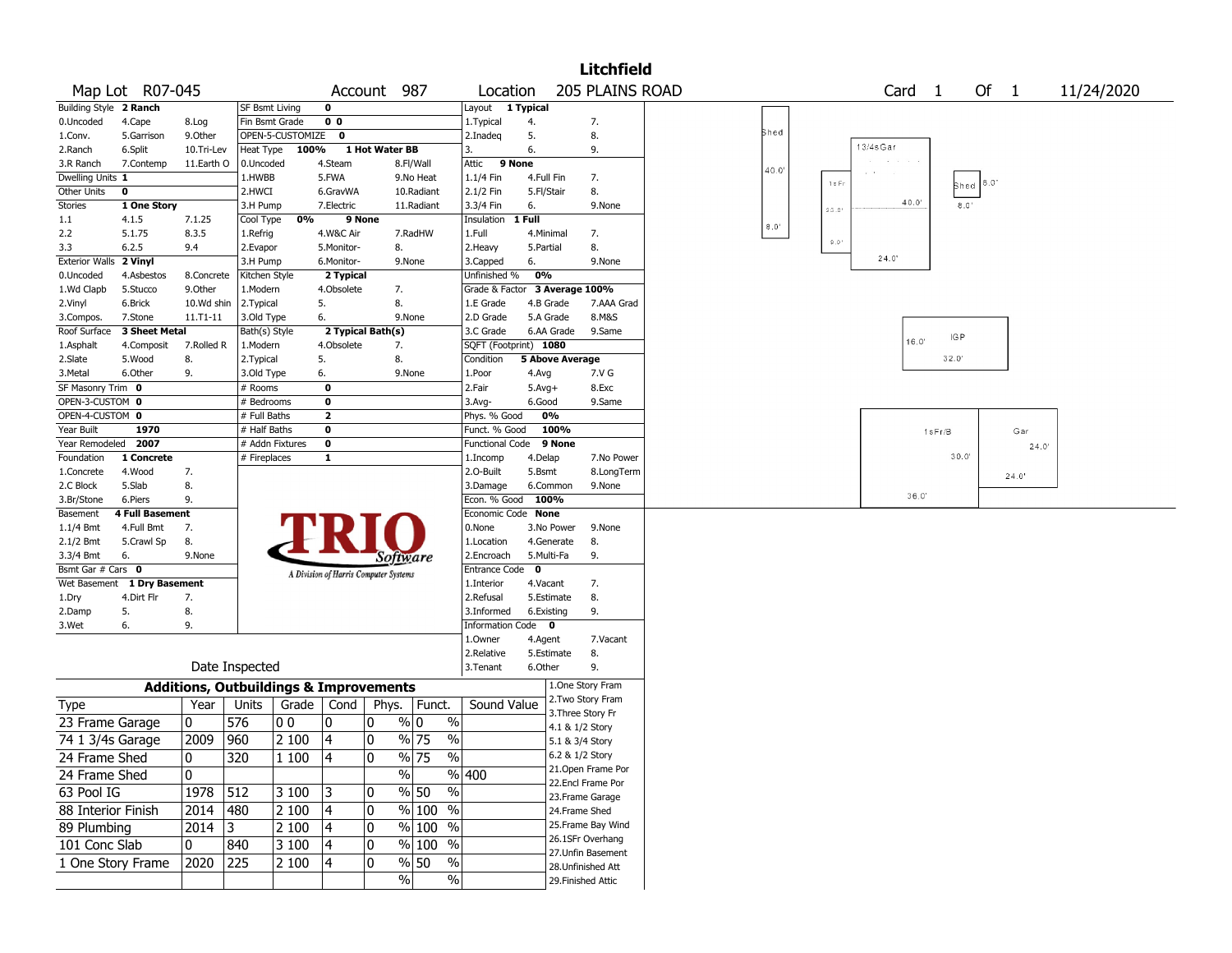# Litchfield

**Map Lot** R07-045 **Account** 987 **Location** 205 PLAINS ROAD **Card** 1 **Of** 1 11/24/2020

| Building Style | 2 Ranch | | SF Bsmt Living | 0 | | Layout | 1 Typical | |
|---|---|---|---|---|---|---|---|---|
| 0.Uncoded | 4.Cape | 8.Log | Fin Bsmt Grade | 0 0 | | 1.Typical | 4. | 7. |
| 1.Conv. | 5.Garrison | 9.Other | OPEN-5-CUSTOMIZE | 0 | | 2.Inadeq | 5. | 8. |
| 2.Ranch | 6.Split | 10.Tri-Lev | Heat Type 100% | 1 Hot Water BB | | 3. | 6. | 9. |
| 3.R Ranch | 7.Contemp | 11.Earth O | 0.Uncoded | 4.Steam | 8.Fl/Wall | Attic | 9 None | |
| Dwelling Units | 1 | | 1.HWBB | 5.FWA | 9.No Heat | 1.1/4 Fin | 4.Full Fin | 7. |
| Other Units | 0 | | 2.HWCI | 6.GravWA | 10.Radiant | 2.1/2 Fin | 5.Fl/Stair | 8. |
| Stories | 1 One Story | | 3.H Pump | 7.Electric | 11.Radiant | 3.3/4 Fin | 6. | 9.None |
| 1.1 | 4.1.5 | 7.1.25 | Cool Type 0% | 9 None | | Insulation | 1 Full | |
| 2.2 | 5.1.75 | 8.3.5 | 1.Refrig | 4.W&C Air | 7.RadHW | 1.Full | 4.Minimal | 7. |
| 3.3 | 6.2.5 | 9.4 | 2.Evapor | 5.Monitor- | 8. | 2.Heavy | 5.Partial | 8. |
| Exterior Walls | 2 Vinyl | | 3.H Pump | 6.Monitor- | 9.None | 3.Capped | 6. | 9.None |
| 0.Uncoded | 4.Asbestos | 8.Concrete | Kitchen Style | 2 Typical | | Unfinished % | 0% | |
| 1.Wd Clapb | 5.Stucco | 9.Other | 1.Modern | 4.Obsolete | 7. | Grade & Factor | 3 Average 100% | |
| 2.Vinyl | 6.Brick | 10.Wd shin | 2.Typical | 5. | 8. | 1.E Grade | 4.B Grade | 7.AAA Grad |
| 3.Compos. | 7.Stone | 11.T1-11 | 3.Old Type | 6. | 9.None | 2.D Grade | 5.A Grade | 8.M&S |
| Roof Surface | 3 Sheet Metal | | Bath(s) Style | 2 Typical Bath(s) | | 3.C Grade | 6.AA Grade | 9.Same |
| 1.Asphalt | 4.Composit | 7.Rolled R | 1.Modern | 4.Obsolete | 7. | SQFT (Footprint) | 1080 | |
| 2.Slate | 5.Wood | 8. | 2.Typical | 5. | 8. | Condition | 5 Above Average | |
| 3.Metal | 6.Other | 9. | 3.Old Type | 6. | 9.None | 1.Poor | 4.Avg | 7.V G |
| SF Masonry Trim | 0 | | # Rooms | 0 | | 2.Fair | 5.Avg+ | 8.Exc |
| OPEN-3-CUSTOM | 0 | | # Bedrooms | 0 | | 3.Avg- | 6.Good | 9.Same |
| OPEN-4-CUSTOM | 0 | | # Full Baths | 2 | | Phys. % Good | 0% | |
| Year Built | 1970 | | # Half Baths | 0 | | Funct. % Good | 100% | |
| Year Remodeled | 2007 | | # Addn Fixtures | 0 | | Functional Code | 9 None | |
| Foundation | 1 Concrete | | # Fireplaces | 1 | | 1.Incomp | 4.Delap | 7.No Power |
| 1.Concrete | 4.Wood | 7. | | | | 2.O-Built | 5.Bsmt | 8.LongTerm |
| 2.C Block | 5.Slab | 8. | | | | 3.Damage | 6.Common | 9.None |
| 3.Br/Stone | 6.Piers | 9. | | | | Econ. % Good | 100% | |
| Basement | 4 Full Basement | | | | | Economic Code | None | |
| 1.1/4 Bmt | 4.Full Bmt | 7. | | | | 0.None | 3.No Power | 9.None |
| 2.1/2 Bmt | 5.Crawl Sp | 8. | | | | 1.Location | 4.Generate | 8. |
| 3.3/4 Bmt | 6. | 9.None | | | | 2.Encroach | 5.Multi-Fa | 9. |
| Bsmt Gar # Cars | 0 | | | | | Entrance Code | 0 | |
| Wet Basement | 1 Dry Basement | | | | | 1.Interior | 4.Vacant | 7. |
| 1.Dry | 4.Dirt Flr | 7. | | | | 2.Refusal | 5.Estimate | 8. |
| 2.Damp | 5. | 8. | | | | 3.Informed | 6.Existing | 9. |
| 3.Wet | 6. | 9. | | | | Information Code | 0 | |
| | | | | | | 1.Owner | 4.Agent | 7.Vacant |
| | | | | | | 2.Relative | 5.Estimate | 8. |
| | Date Inspected | | | | | 3.Tenant | 6.Other | 9. |

TRIO Software — A Division of Harris Computer Systems

## Additions, Outbuildings & Improvements

| Type | Year | Units | Grade | Cond | Phys. | Funct. | Sound Value |
|---|---|---|---|---|---|---|---|
| 23 Frame Garage | 0 | 576 | 0 0 | 0 | 0 % | 0 % | |
| 74 1 3/4s Garage | 2009 | 960 | 2 100 | 4 | 0 % | 75 % | |
| 24 Frame Shed | 0 | 320 | 1 100 | 4 | 0 % | 75 % | |
| 24 Frame Shed | 0 | | | | % | % | 400 |
| 63 Pool IG | 1978 | 512 | 3 100 | 3 | 0 % | 50 % | |
| 88 Interior Finish | 2014 | 480 | 2 100 | 4 | 0 % | 100 % | |
| 89 Plumbing | 2014 | 3 | 2 100 | 4 | 0 % | 100 % | |
| 101 Conc Slab | 0 | 840 | 3 100 | 4 | 0 % | 100 % | |
| 1 One Story Frame | 2020 | 225 | 2 100 | 4 | 0 % | 50 % | |
| | | | | | % | % | |

1.One Story Fram
2.Two Story Fram
3.Three Story Fr
4.1 & 1/2 Story
5.1 & 3/4 Story
6.2 & 1/2 Story
21.Open Frame Por
22.Encl Frame Por
23.Frame Garage
24.Frame Shed
25.Frame Bay Wind
26.1SFr Overhang
27.Unfin Basement
28.Unfinished Att
29.Finished Attic

Sketch labels: Shed 40.0' 8.0'; 1 3/4s Gar 40.0' 24.0'; 1sFr 33.0' 9.0'; Shed 8.0' 8.0'; IGP 16.0' 32.0'; 1sFr/B 30.0' 36.0'; Gar 24.0' 24.0'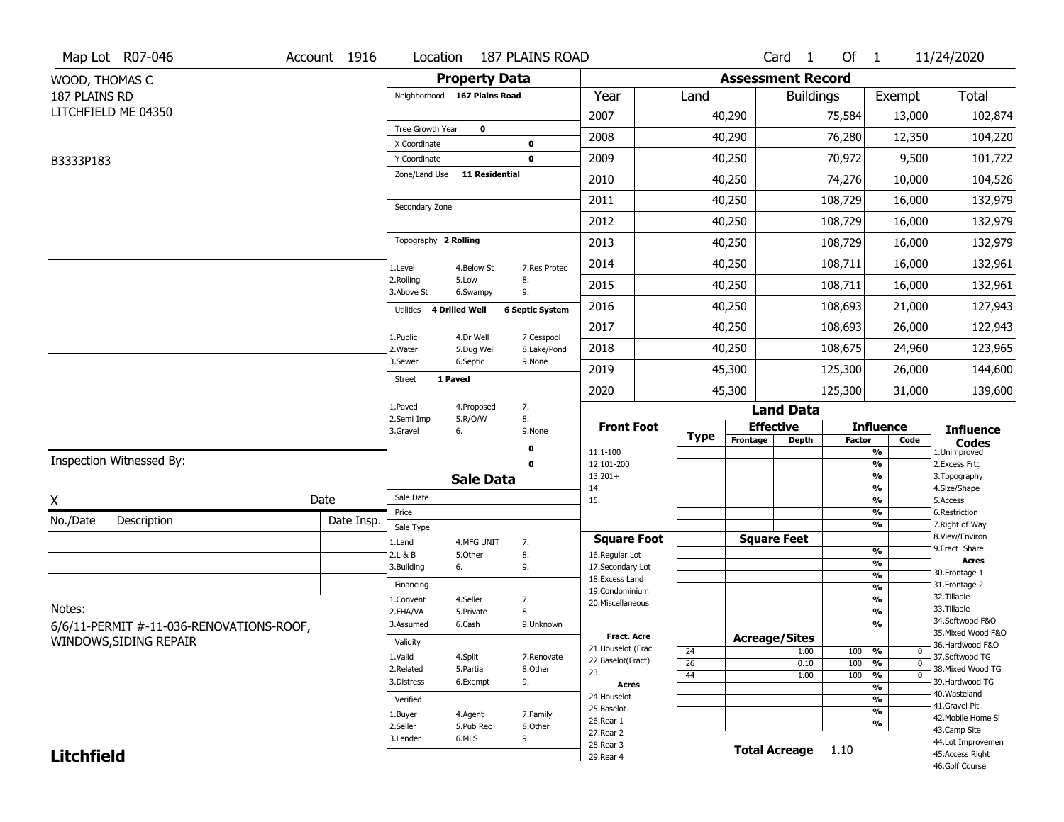Map Lot R07-046 | Account 1916 | Location 187 PLAINS ROAD | Card 1 Of 1 | 11/24/2020

WOOD, THOMAS C
187 PLAINS RD
LITCHFIELD ME 04350

B3333P183

## Property Data

Neighborhood **167 Plains Road**

Tree Growth Year **0**
X Coordinate **0**
Y Coordinate **0**
Zone/Land Use **11 Residential**

Secondary Zone

Topography **2 Rolling**

1.Level 4.Below St 7.Res Protec
2.Rolling 5.Low 8.
3.Above St 6.Swampy 9.

Utilities **4 Drilled Well** **6 Septic System**

1.Public 4.Dr Well 7.Cesspool
2.Water 5.Dug Well 8.Lake/Pond
3.Sewer 6.Septic 9.None

Street **1 Paved**

1.Paved 4.Proposed 7.
2.Semi Imp 5.R/O/W 8.
3.Gravel 6. 9.None

0
0

## Assessment Record

| Year | Land | Buildings | Exempt | Total |
|---|---|---|---|---|
| 2007 | 40,290 | 75,584 | 13,000 | 102,874 |
| 2008 | 40,290 | 76,280 | 12,350 | 104,220 |
| 2009 | 40,250 | 70,972 | 9,500 | 101,722 |
| 2010 | 40,250 | 74,276 | 10,000 | 104,526 |
| 2011 | 40,250 | 108,729 | 16,000 | 132,979 |
| 2012 | 40,250 | 108,729 | 16,000 | 132,979 |
| 2013 | 40,250 | 108,729 | 16,000 | 132,979 |
| 2014 | 40,250 | 108,711 | 16,000 | 132,961 |
| 2015 | 40,250 | 108,711 | 16,000 | 132,961 |
| 2016 | 40,250 | 108,693 | 21,000 | 127,943 |
| 2017 | 40,250 | 108,693 | 26,000 | 122,943 |
| 2018 | 40,250 | 108,675 | 24,960 | 123,965 |
| 2019 | 45,300 | 125,300 | 26,000 | 144,600 |
| 2020 | 45,300 | 125,300 | 31,000 | 139,600 |

## Land Data

| Front Foot | Type | Effective Frontage | Effective Depth | Influence Factor | Influence Code |
|---|---|---|---|---|---|
| 11.1-100 | | | | % | |
| 12.101-200 | | | | % | |
| 13.201+ | | | | % | |
| 14. | | | | % | |
| 15. | | | | % | |

| Square Foot | Type | Square Feet | Factor | Code |
|---|---|---|---|---|
| 16.Regular Lot | | | % | |
| 17.Secondary Lot | | | % | |
| 18.Excess Land | | | % | |
| 19.Condominium | | | % | |
| 20.Miscellaneous | | | % | |

| Fract. Acre / Acres | Type | Acreage/Sites | Factor | Code |
|---|---|---|---|---|
| 21.Houselot (Frac | 24 | 1.00 | 100 % | 0 |
| 22.Baselot(Fract) | 26 | 0.10 | 100 % | 0 |
| 23. | 44 | 1.00 | 100 % | 0 |
| 24.Houselot | | | % | |
| 25.Baselot | | | % | |
| 26.Rear 1 | | | % | |
| 27.Rear 2 | | | | |
| 28.Rear 3 | | | | |
| 29.Rear 4 | | | | |

**Total Acreage** 1.10

**Influence Codes**
1.Unimproved
2.Excess Frtg
3.Topography
4.Size/Shape
5.Access
6.Restriction
7.Right of Way
8.View/Environ
9.Fract Share

**Acres**
30.Frontage 1
31.Frontage 2
32.Tillable
33.Tillable
34.Softwood F&O
35.Mixed Wood F&O
36.Hardwood F&O
37.Softwood TG
38.Mixed Wood TG
39.Hardwood TG
40.Wasteland
41.Gravel Pit
42.Mobile Home Si
43.Camp Site
44.Lot Improvemen
45.Access Right
46.Golf Course

## Sale Data

Sale Date
Price
Sale Type
1.Land 4.MFG UNIT 7.
2.L & B 5.Other 8.
3.Building 6. 9.

Financing
1.Convent 4.Seller 7.
2.FHA/VA 5.Private 8.
3.Assumed 6.Cash 9.Unknown

Validity
1.Valid 4.Split 7.Renovate
2.Related 5.Partial 8.Other
3.Distress 6.Exempt 9.

Verified
1.Buyer 4.Agent 7.Family
2.Seller 5.Pub Rec 8.Other
3.Lender 6.MLS 9.

Inspection Witnessed By:

X Date

| No./Date | Description | Date Insp. |
|---|---|---|
| | | |
| | | |
| | | |

Notes:
6/6/11-PERMIT #-11-036-RENOVATIONS-ROOF, WINDOWS,SIDING REPAIR

**Litchfield**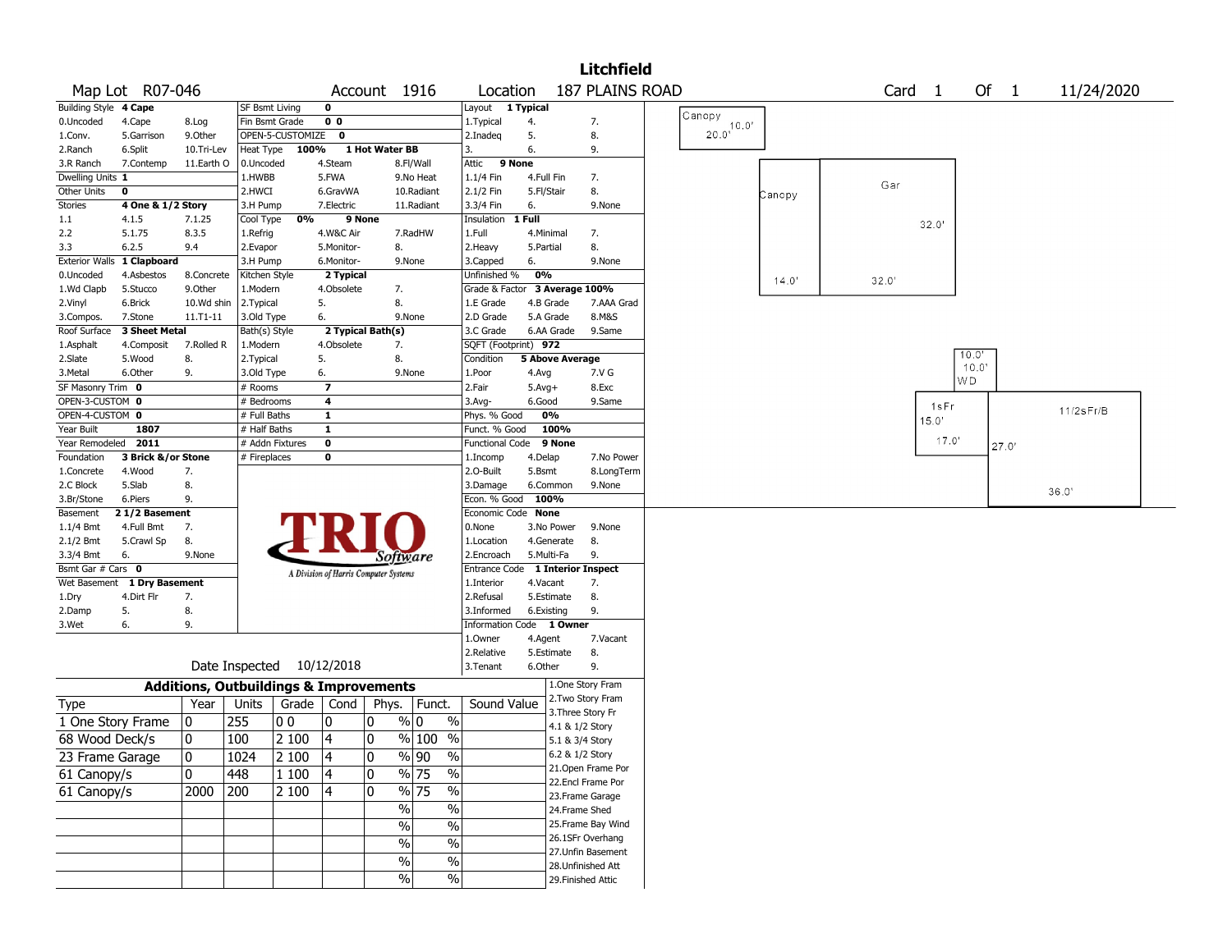# Litchfield

**Map Lot** R07-046 **Account** 1916 **Location** 187 PLAINS ROAD **Card** 1 **Of** 1 11/24/2020

| Field | Value | Options | | |
|---|---|---|---|---|
| Building Style | 4 Cape | 0.Uncoded, 4.Cape, 8.Log | 1.Conv., 5.Garrison, 9.Other | 2.Ranch, 6.Split, 10.Tri-Lev; 3.R Ranch, 7.Contemp, 11.Earth O |
| Dwelling Units | 1 | | | |
| Other Units | 0 | | | |
| Stories | 4 One & 1/2 Story | 1.1, 4.1.5, 7.1.25 | 2.2, 5.1.75, 8.3.5 | 3.3, 6.2.5, 9.4 |
| Exterior Walls | 1 Clapboard | 0.Uncoded, 4.Asbestos, 8.Concrete | 1.Wd Clapb, 5.Stucco, 9.Other | 2.Vinyl, 6.Brick, 10.Wd shin; 3.Compos., 7.Stone, 11.T1-11 |
| Roof Surface | 3 Sheet Metal | 1.Asphalt, 4.Composit, 7.Rolled R | 2.Slate, 5.Wood, 8. | 3.Metal, 6.Other, 9. |
| SF Masonry Trim | 0 | | | |
| OPEN-3-CUSTOM | 0 | | | |
| OPEN-4-CUSTOM | 0 | | | |
| Year Built | 1807 | | | |
| Year Remodeled | 2011 | | | |
| Foundation | 3 Brick &/or Stone | 1.Concrete, 4.Wood, 7. | 2.C Block, 5.Slab, 8. | 3.Br/Stone, 6.Piers, 9. |
| Basement | 2 1/2 Basement | 1.1/4 Bmt, 4.Full Bmt, 7. | 2.1/2 Bmt, 5.Crawl Sp, 8. | 3.3/4 Bmt, 6., 9.None |
| Bsmt Gar # Cars | 0 | | | |
| Wet Basement | 1 Dry Basement | 1.Dry, 4.Dirt Flr, 7. | 2.Damp, 5., 8. | 3.Wet, 6., 9. |

| Field | Value | Options | | |
|---|---|---|---|---|
| SF Bsmt Living | 0 | | | |
| Fin Bsmt Grade | 0 0 | | | |
| OPEN-5-CUSTOMIZE | 0 | | | |
| Heat Type | 100% 1 Hot Water BB | 0.Uncoded, 4.Steam, 8.Fl/Wall | 1.HWBB, 5.FWA, 9.No Heat | 2.HWCI, 6.GravWA, 10.Radiant; 3.H Pump, 7.Electric, 11.Radiant |
| Cool Type | 0% 9 None | 1.Refrig, 4.W&C Air, 7.RadHW | 2.Evapor, 5.Monitor-, 8. | 3.H Pump, 6.Monitor-, 9.None |
| Kitchen Style | 2 Typical | 1.Modern, 4.Obsolete, 7. | 2.Typical, 5., 8. | 3.Old Type, 6., 9.None |
| Bath(s) Style | 2 Typical Bath(s) | 1.Modern, 4.Obsolete, 7. | 2.Typical, 5., 8. | 3.Old Type, 6., 9.None |
| # Rooms | 7 | | | |
| # Bedrooms | 4 | | | |
| # Full Baths | 1 | | | |
| # Half Baths | 1 | | | |
| # Addn Fixtures | 0 | | | |
| # Fireplaces | 0 | | | |

| Field | Value | Options | | |
|---|---|---|---|---|
| Layout | 1 Typical | 1.Typical, 4., 7. | 2.Inadeq, 5., 8. | 3., 6., 9. |
| Attic | 9 None | 1.1/4 Fin, 4.Full Fin, 7. | 2.1/2 Fin, 5.Fl/Stair, 8. | 3.3/4 Fin, 6., 9.None |
| Insulation | 1 Full | 1.Full, 4.Minimal, 7. | 2.Heavy, 5.Partial, 8. | 3.Capped, 6., 9.None |
| Unfinished % | 0% | | | |
| Grade & Factor | 3 Average 100% | 1.E Grade, 4.B Grade, 7.AAA Grad | 2.D Grade, 5.A Grade, 8.M&S | 3.C Grade, 6.AA Grade, 9.Same |
| SQFT (Footprint) | 972 | | | |
| Condition | 5 Above Average | 1.Poor, 4.Avg, 7.V G | 2.Fair, 5.Avg+, 8.Exc | 3.Avg-, 6.Good, 9.Same |
| Phys. % Good | 0% | | | |
| Funct. % Good | 100% | | | |
| Functional Code | 9 None | 1.Incomp, 4.Delap, 7.No Power | 2.O-Built, 5.Bsmt, 8.LongTerm | 3.Damage, 6.Common, 9.None |
| Econ. % Good | 100% | | | |
| Economic Code | None | 0.None, 3.No Power, 9.None | 1.Location, 4.Generate, 8. | 2.Encroach, 5.Multi-Fa, 9. |
| Entrance Code | 1 Interior Inspect | 1.Interior, 4.Vacant, 7. | 2.Refusal, 5.Estimate, 8. | 3.Informed, 6.Existing, 9. |
| Information Code | 1 Owner | 1.Owner, 4.Agent, 7.Vacant | 2.Relative, 5.Estimate, 8. | 3.Tenant, 6.Other, 9. |

Date Inspected 10/12/2018

## Additions, Outbuildings & Improvements

| Type | Year | Units | Grade | Cond | Phys. | Funct. | Sound Value |
|---|---|---|---|---|---|---|---|
| 1 One Story Frame | 0 | 255 | 0 0 | 0 | 0 % | 0 % | |
| 68 Wood Deck/s | 0 | 100 | 2 100 | 4 | 0 % | 100 % | |
| 23 Frame Garage | 0 | 1024 | 2 100 | 4 | 0 % | 90 % | |
| 61 Canopy/s | 0 | 448 | 1 100 | 4 | 0 % | 75 % | |
| 61 Canopy/s | 2000 | 200 | 2 100 | 4 | 0 % | 75 % | |

1.One Story Fram, 2.Two Story Fram, 3.Three Story Fr, 4.1 & 1/2 Story, 5.1 & 3/4 Story, 6.2 & 1/2 Story, 21.Open Frame Por, 22.Encl Frame Por, 23.Frame Garage, 24.Frame Shed, 25.Frame Bay Wind, 26.1SFr Overhang, 27.Unfin Basement, 28.Unfinished Att, 29.Finished Attic

Sketch labels: Canopy 10.0' 20.0'; Canopy 14.0'; Gar 32.0' 32.0'; WD 10.0' 10.0'; 1sFr 15.0' 17.0'; 11/2sFr/B 27.0' 36.0'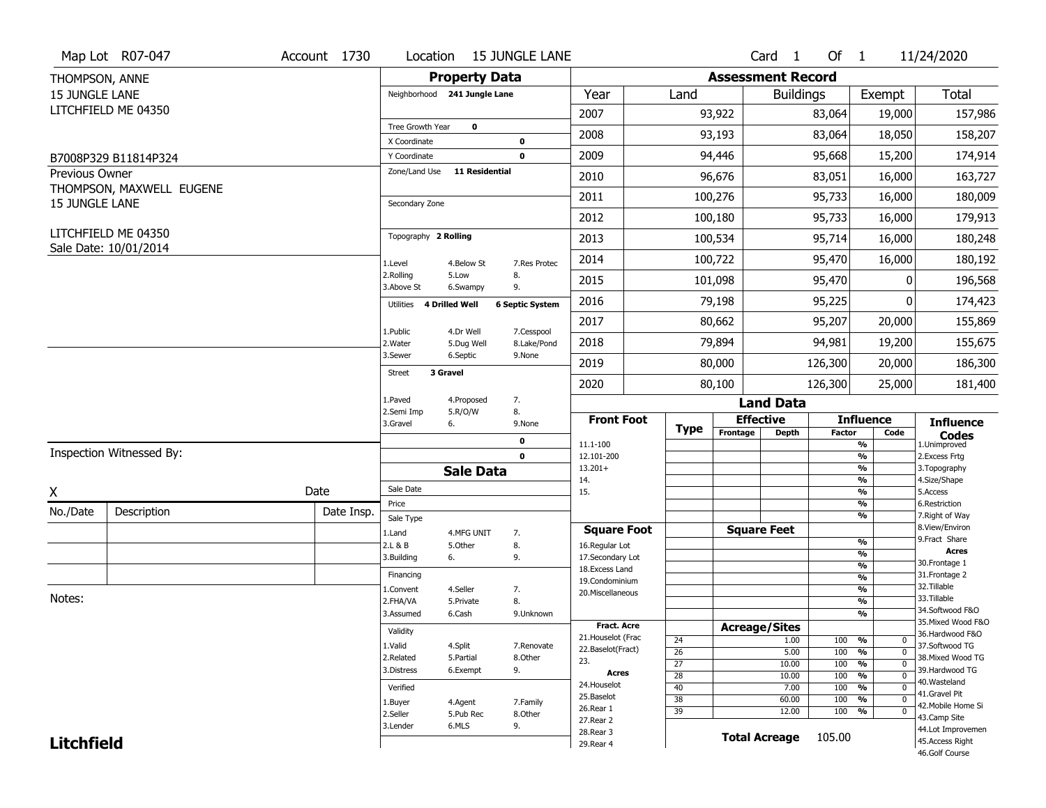Map Lot R07-047 | Account 1730 | Location 15 JUNGLE LANE | Card 1 Of 1 | 11/24/2020

THOMPSON, ANNE
15 JUNGLE LANE
LITCHFIELD ME 04350

B7008P329 B11814P324

Previous Owner
THOMPSON, MAXWELL EUGENE
15 JUNGLE LANE

LITCHFIELD ME 04350
Sale Date: 10/01/2014

## Property Data

Neighborhood **241 Jungle Lane**

Tree Growth Year **0**
X Coordinate **0**
Y Coordinate **0**
Zone/Land Use **11 Residential**

Secondary Zone

Topography **2 Rolling**

1.Level 4.Below St 7.Res Protec
2.Rolling 5.Low 8.
3.Above St 6.Swampy 9.

Utilities **4 Drilled Well** **6 Septic System**

1.Public 4.Dr Well 7.Cesspool
2.Water 5.Dug Well 8.Lake/Pond
3.Sewer 6.Septic 9.None

Street **3 Gravel**

1.Paved 4.Proposed 7.
2.Semi Imp 5.R/O/W 8.
3.Gravel 6. 9.None

0
0

## Sale Data

Sale Date
Price
Sale Type
1.Land 4.MFG UNIT 7.
2.L & B 5.Other 8.
3.Building 6. 9.

Financing
1.Convent 4.Seller 7.
2.FHA/VA 5.Private 8.
3.Assumed 6.Cash 9.Unknown

Validity
1.Valid 4.Split 7.Renovate
2.Related 5.Partial 8.Other
3.Distress 6.Exempt 9.

Verified
1.Buyer 4.Agent 7.Family
2.Seller 5.Pub Rec 8.Other
3.Lender 6.MLS 9.

## Assessment Record

| Year | Land | Buildings | Exempt | Total |
|---|---|---|---|---|
| 2007 | 93,922 | 83,064 | 19,000 | 157,986 |
| 2008 | 93,193 | 83,064 | 18,050 | 158,207 |
| 2009 | 94,446 | 95,668 | 15,200 | 174,914 |
| 2010 | 96,676 | 83,051 | 16,000 | 163,727 |
| 2011 | 100,276 | 95,733 | 16,000 | 180,009 |
| 2012 | 100,180 | 95,733 | 16,000 | 179,913 |
| 2013 | 100,534 | 95,714 | 16,000 | 180,248 |
| 2014 | 100,722 | 95,470 | 16,000 | 180,192 |
| 2015 | 101,098 | 95,470 | 0 | 196,568 |
| 2016 | 79,198 | 95,225 | 0 | 174,423 |
| 2017 | 80,662 | 95,207 | 20,000 | 155,869 |
| 2018 | 79,894 | 94,981 | 19,200 | 155,675 |
| 2019 | 80,000 | 126,300 | 20,000 | 186,300 |
| 2020 | 80,100 | 126,300 | 25,000 | 181,400 |

## Land Data

Front Foot: 11.1-100, 12.101-200, 13.201+, 14., 15.

Square Foot: 16.Regular Lot, 17.Secondary Lot, 18.Excess Land, 19.Condominium, 20.Miscellaneous

Fract. Acre: 21.Houselot (Frac, 22.Baselot(Fract), 23.

Acres: 24.Houselot, 25.Baselot, 26.Rear 1, 27.Rear 2, 28.Rear 3, 29.Rear 4

### Acreage/Sites

| Type | Acres | Factor | Code |
|---|---|---|---|
| 24 | 1.00 | 100 % | 0 |
| 26 | 5.00 | 100 % | 0 |
| 27 | 10.00 | 100 % | 0 |
| 28 | 10.00 | 100 % | 0 |
| 40 | 7.00 | 100 % | 0 |
| 38 | 60.00 | 100 % | 0 |
| 39 | 12.00 | 100 % | 0 |

**Total Acreage** 105.00

### Influence Codes

1.Unimproved, 2.Excess Frtg, 3.Topography, 4.Size/Shape, 5.Access, 6.Restriction, 7.Right of Way, 8.View/Environ, 9.Fract Share

**Acres**: 30.Frontage 1, 31.Frontage 2, 32.Tillable, 33.Tillable, 34.Softwood F&O, 35.Mixed Wood F&O, 36.Hardwood F&O, 37.Softwood TG, 38.Mixed Wood TG, 39.Hardwood TG, 40.Wasteland, 41.Gravel Pit, 42.Mobile Home Si, 43.Camp Site, 44.Lot Improvemen, 45.Access Right, 46.Golf Course

Inspection Witnessed By:

X Date

| No./Date | Description | Date Insp. |
|---|---|---|
| | | |
| | | |
| | | |

Notes:

**Litchfield**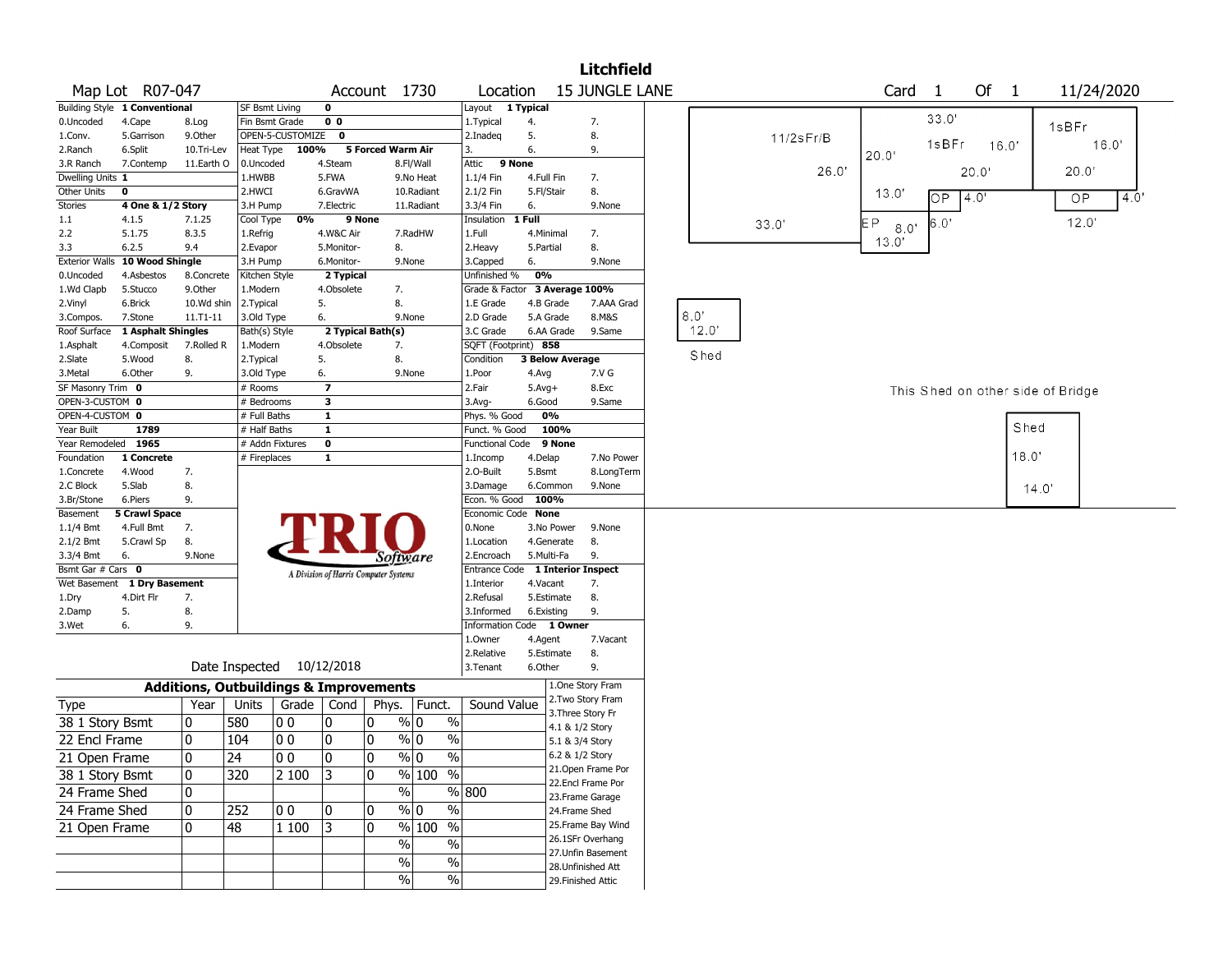# Litchfield

**Map Lot** R07-047 **Account** 1730 **Location** 15 JUNGLE LANE **Card** 1 **Of** 1 11/24/2020

| Building Style | 1 Conventional | | SF Bsmt Living | 0 | | Layout | 1 Typical | |
|---|---|---|---|---|---|---|---|---|
| 0.Uncoded | 4.Cape | 8.Log | Fin Bsmt Grade | 0 0 | | 1.Typical | 4. | 7. |
| 1.Conv. | 5.Garrison | 9.Other | OPEN-5-CUSTOMIZE | 0 | | 2.Inadeq | 5. | 8. |
| 2.Ranch | 6.Split | 10.Tri-Lev | Heat Type | 100% | 5 Forced Warm Air | 3. | 6. | 9. |
| 3.R Ranch | 7.Contemp | 11.Earth O | 0.Uncoded | 4.Steam | 8.Fl/Wall | Attic | 9 None | |
| Dwelling Units | 1 | | 1.HWBB | 5.FWA | 9.No Heat | 1.1/4 Fin | 4.Full Fin | 7. |
| Other Units | 0 | | 2.HWCI | 6.GravWA | 10.Radiant | 2.1/2 Fin | 5.Fl/Stair | 8. |
| Stories | 4 One & 1/2 Story | | 3.H Pump | 7.Electric | 11.Radiant | 3.3/4 Fin | 6. | 9.None |
| 1.1 | 4.1.5 | 7.1.25 | Cool Type | 0% | 9 None | Insulation | 1 Full | |
| 2.2 | 5.1.75 | 8.3.5 | 1.Refrig | 4.W&C Air | 7.RadHW | 1.Full | 4.Minimal | 7. |
| 3.3 | 6.2.5 | 9.4 | 2.Evapor | 5.Monitor- | 8. | 2.Heavy | 5.Partial | 8. |
| Exterior Walls | 10 Wood Shingle | | 3.H Pump | 6.Monitor- | 9.None | 3.Capped | 6. | 9.None |
| 0.Uncoded | 4.Asbestos | 8.Concrete | Kitchen Style | 2 Typical | | Unfinished % | 0% | |
| 1.Wd Clapb | 5.Stucco | 9.Other | 1.Modern | 4.Obsolete | 7. | Grade & Factor | 3 Average 100% | |
| 2.Vinyl | 6.Brick | 10.Wd shin | 2.Typical | 5. | 8. | 1.E Grade | 4.B Grade | 7.AAA Grad |
| 3.Compos. | 7.Stone | 11.T1-11 | 3.Old Type | 6. | 9.None | 2.D Grade | 5.A Grade | 8.M&S |
| Roof Surface | 1 Asphalt Shingles | | Bath(s) Style | 2 Typical Bath(s) | | 3.C Grade | 6.AA Grade | 9.Same |
| 1.Asphalt | 4.Composit | 7.Rolled R | 1.Modern | 4.Obsolete | 7. | SQFT (Footprint) | 858 | |
| 2.Slate | 5.Wood | 8. | 2.Typical | 5. | 8. | Condition | 3 Below Average | |
| 3.Metal | 6.Other | 9. | 3.Old Type | 6. | 9.None | 1.Poor | 4.Avg | 7.V G |
| SF Masonry Trim | 0 | | # Rooms | 7 | | 2.Fair | 5.Avg+ | 8.Exc |
| OPEN-3-CUSTOM | 0 | | # Bedrooms | 3 | | 3.Avg- | 6.Good | 9.Same |
| OPEN-4-CUSTOM | 0 | | # Full Baths | 1 | | Phys. % Good | 0% | |
| Year Built | 1789 | | # Half Baths | 1 | | Funct. % Good | 100% | |
| Year Remodeled | 1965 | | # Addn Fixtures | 0 | | Functional Code | 9 None | |
| Foundation | 1 Concrete | | # Fireplaces | 1 | | 1.Incomp | 4.Delap | 7.No Power |
| 1.Concrete | 4.Wood | 7. | | | | 2.O-Built | 5.Bsmt | 8.LongTerm |
| 2.C Block | 5.Slab | 8. | | | | 3.Damage | 6.Common | 9.None |
| 3.Br/Stone | 6.Piers | 9. | | | | Econ. % Good | 100% | |
| Basement | 5 Crawl Space | | | | | Economic Code | None | |
| 1.1/4 Bmt | 4.Full Bmt | 7. | | | | 0.None | 3.No Power | 9.None |
| 2.1/2 Bmt | 5.Crawl Sp | 8. | | | | 1.Location | 4.Generate | 8. |
| 3.3/4 Bmt | 6. | 9.None | | | | 2.Encroach | 5.Multi-Fa | 9. |
| Bsmt Gar # Cars | 0 | | | | | Entrance Code | 1 Interior Inspect | |
| Wet Basement | 1 Dry Basement | | | | | 1.Interior | 4.Vacant | 7. |
| 1.Dry | 4.Dirt Flr | 7. | | | | 2.Refusal | 5.Estimate | 8. |
| 2.Damp | 5. | 8. | | | | 3.Informed | 6.Existing | 9. |
| 3.Wet | 6. | 9. | | | | Information Code | 1 Owner | |
| | | | | | | 1.Owner | 4.Agent | 7.Vacant |
| | | | | | | 2.Relative | 5.Estimate | 8. |
| | | | Date Inspected | 10/12/2018 | | 3.Tenant | 6.Other | 9. |

TRIO Software — A Division of Harris Computer Systems

## Additions, Outbuildings & Improvements

| Type | Year | Units | Grade | Cond | Phys. % | Funct. % | Sound Value |
|---|---|---|---|---|---|---|---|
| 38 1 Story Bsmt | 0 | 580 | 0 0 | 0 | 0 % | 0 % | |
| 22 Encl Frame | 0 | 104 | 0 0 | 0 | 0 % | 0 % | |
| 21 Open Frame | 0 | 24 | 0 0 | 0 | 0 % | 0 % | |
| 38 1 Story Bsmt | 0 | 320 | 2 100 | 3 | 0 % | 100 % | |
| 24 Frame Shed | 0 | | | | % | % | 800 |
| 24 Frame Shed | 0 | 252 | 0 0 | 0 | 0 % | 0 % | |
| 21 Open Frame | 0 | 48 | 1 100 | 3 | 0 % | 100 % | |
| | | | | | % | % | |
| | | | | | % | % | |
| | | | | | % | % | |

1.One Story Fram
2.Two Story Fram
3.Three Story Fr
4.1 & 1/2 Story
5.1 & 3/4 Story
6.2 & 1/2 Story
21.Open Frame Por
22.Encl Frame Por
23.Frame Garage
24.Frame Shed
25.Frame Bay Wind
26.1SFr Overhang
27.Unfin Basement
28.Unfinished Att
29.Finished Attic

Sketch labels: 11/2sFr/B 26.0' 33.0'; 1sBFr 33.0' 20.0' 16.0' 20.0'; 1sBFr 16.0' 20.0'; 13.0' OP 4.0' 6.0'; EP 8.0' 13.0'; OP 4.0' 12.0'; Shed 8.0' 12.0'; This Shed on other side of Bridge; Shed 18.0' 14.0'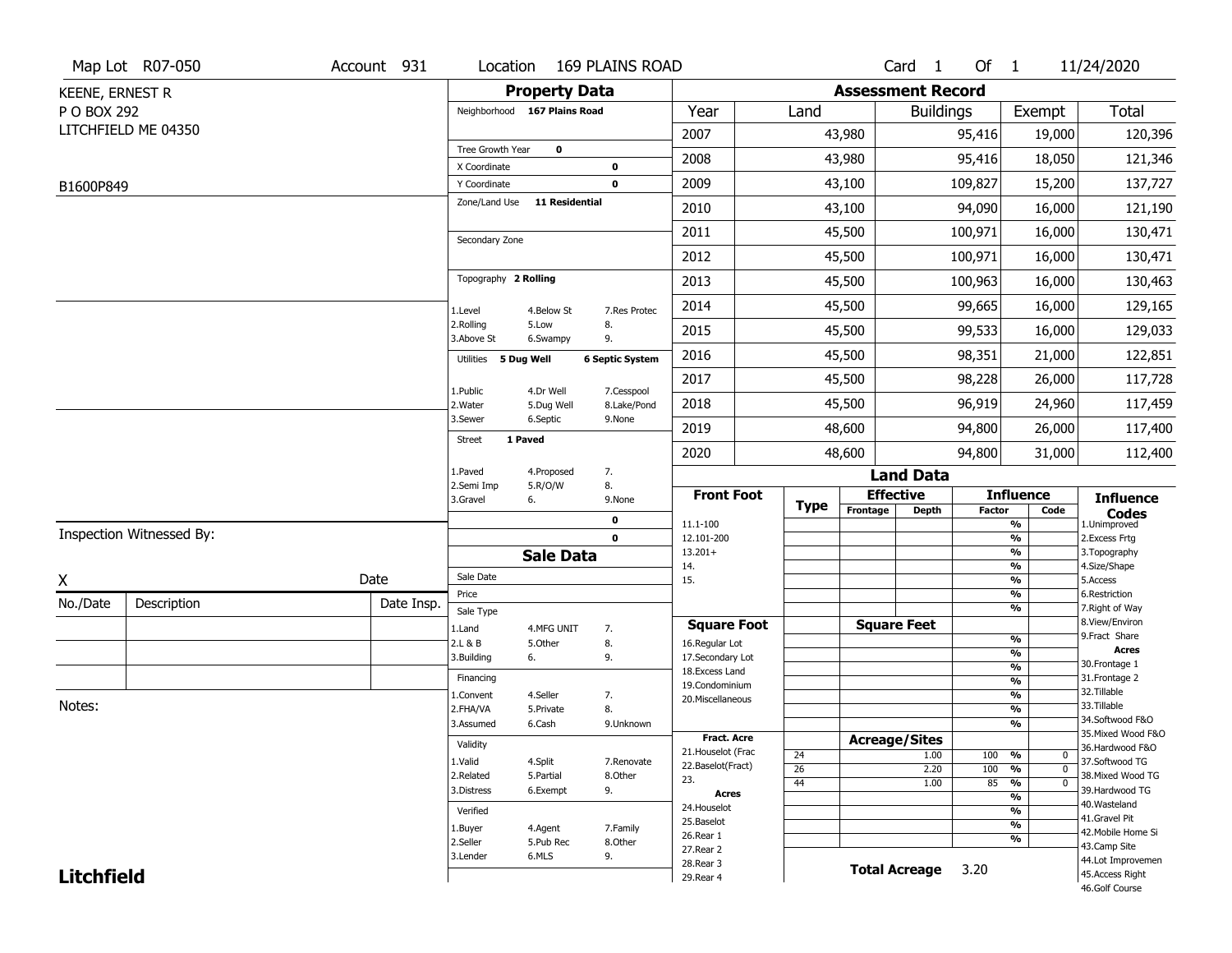Map Lot R07-050 | Account 931 | Location 169 PLAINS ROAD | Card 1 Of 1 | 11/24/2020

KEENE, ERNEST R
P O BOX 292
LITCHFIELD ME 04350

B1600P849

## Property Data

Neighborhood **167 Plains Road**

Tree Growth Year **0**
X Coordinate **0**
Y Coordinate **0**
Zone/Land Use **11 Residential**

Secondary Zone

Topography **2 Rolling**

| | | |
|---|---|---|
| 1.Level | 4.Below St | 7.Res Protec |
| 2.Rolling | 5.Low | 8. |
| 3.Above St | 6.Swampy | 9. |

Utilities **5 Dug Well** **6 Septic System**

| | | |
|---|---|---|
| 1.Public | 4.Dr Well | 7.Cesspool |
| 2.Water | 5.Dug Well | 8.Lake/Pond |
| 3.Sewer | 6.Septic | 9.None |

Street **1 Paved**

| | | |
|---|---|---|
| 1.Paved | 4.Proposed | 7. |
| 2.Semi Imp | 5.R/O/W | 8. |
| 3.Gravel | 6. | 9.None |

0
0

## Assessment Record

| Year | Land | Buildings | Exempt | Total |
|---|---|---|---|---|
| 2007 | 43,980 | 95,416 | 19,000 | 120,396 |
| 2008 | 43,980 | 95,416 | 18,050 | 121,346 |
| 2009 | 43,100 | 109,827 | 15,200 | 137,727 |
| 2010 | 43,100 | 94,090 | 16,000 | 121,190 |
| 2011 | 45,500 | 100,971 | 16,000 | 130,471 |
| 2012 | 45,500 | 100,971 | 16,000 | 130,471 |
| 2013 | 45,500 | 100,963 | 16,000 | 130,463 |
| 2014 | 45,500 | 99,665 | 16,000 | 129,165 |
| 2015 | 45,500 | 99,533 | 16,000 | 129,033 |
| 2016 | 45,500 | 98,351 | 21,000 | 122,851 |
| 2017 | 45,500 | 98,228 | 26,000 | 117,728 |
| 2018 | 45,500 | 96,919 | 24,960 | 117,459 |
| 2019 | 48,600 | 94,800 | 26,000 | 117,400 |
| 2020 | 48,600 | 94,800 | 31,000 | 112,400 |

## Land Data

| Front Foot | Type | Effective Frontage | Effective Depth | Influence Factor | Influence Code |
|---|---|---|---|---|---|
| 11.1-100 | | | | % | |
| 12.101-200 | | | | % | |
| 13.201+ | | | | % | |
| 14. | | | | % | |
| 15. | | | | % | |
| | | | | % | |

| Square Foot | Type | Square Feet | | Influence Factor | Influence Code |
|---|---|---|---|---|---|
| 16.Regular Lot | | | | % | |
| 17.Secondary Lot | | | | % | |
| 18.Excess Land | | | | % | |
| 19.Condominium | | | | % | |
| 20.Miscellaneous | | | | % | |
| | | | | % | |
| | | | | % | |

| Fract. Acre | Type | Acreage/Sites | | Influence Factor | Influence Code |
|---|---|---|---|---|---|
| 21.Houselot (Frac | 24 | | 1.00 | 100 % | 0 |
| 22.Baselot(Fract) | 26 | | 2.20 | 100 % | 0 |
| 23. | 44 | | 1.00 | 85 % | 0 |
| **Acres** | | | | % | |
| 24.Houselot | | | | % | |
| 25.Baselot | | | | % | |
| 26.Rear 1 | | | | % | |
| 27.Rear 2 | | | | | |
| 28.Rear 3 | | | | | |
| 29.Rear 4 | | | | | |

**Total Acreage** 3.20

**Influence Codes**
1.Unimproved
2.Excess Frtg
3.Topography
4.Size/Shape
5.Access
6.Restriction
7.Right of Way
8.View/Environ
9.Fract Share

**Acres**
30.Frontage 1
31.Frontage 2
32.Tillable
33.Tillable
34.Softwood F&O
35.Mixed Wood F&O
36.Hardwood F&O
37.Softwood TG
38.Mixed Wood TG
39.Hardwood TG
40.Wasteland
41.Gravel Pit
42.Mobile Home Si
43.Camp Site
44.Lot Improvemen
45.Access Right
46.Golf Course

## Sale Data

Sale Date
Price
Sale Type

| | | |
|---|---|---|
| 1.Land | 4.MFG UNIT | 7. |
| 2.L & B | 5.Other | 8. |
| 3.Building | 6. | 9. |

Financing

| | | |
|---|---|---|
| 1.Convent | 4.Seller | 7. |
| 2.FHA/VA | 5.Private | 8. |
| 3.Assumed | 6.Cash | 9.Unknown |

Validity

| | | |
|---|---|---|
| 1.Valid | 4.Split | 7.Renovate |
| 2.Related | 5.Partial | 8.Other |
| 3.Distress | 6.Exempt | 9. |

Verified

| | | |
|---|---|---|
| 1.Buyer | 4.Agent | 7.Family |
| 2.Seller | 5.Pub Rec | 8.Other |
| 3.Lender | 6.MLS | 9. |

Inspection Witnessed By:

X Date

| No./Date | Description | Date Insp. |
|---|---|---|
| | | |
| | | |
| | | |

Notes:

**Litchfield**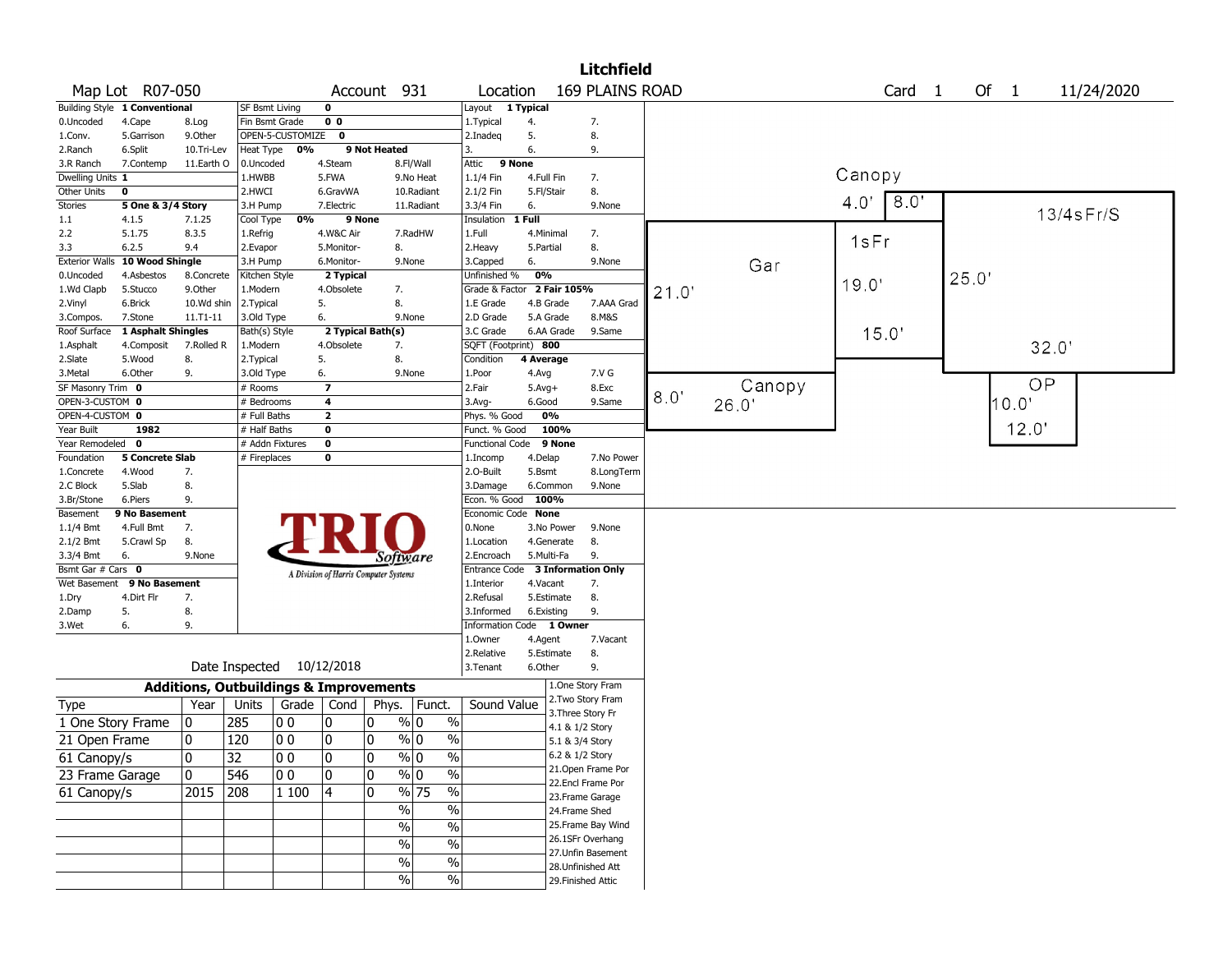# Litchfield

**Map Lot** R07-050 **Account** 931 **Location** 169 PLAINS ROAD **Card** 1 **Of** 1 11/24/2020

| Building Style | 1 Conventional | | SF Bsmt Living | 0 | | Layout | 1 Typical | |
|---|---|---|---|---|---|---|---|---|
| 0.Uncoded | 4.Cape | 8.Log | Fin Bsmt Grade | 0 0 | | 1.Typical | 4. | 7. |
| 1.Conv. | 5.Garrison | 9.Other | OPEN-5-CUSTOMIZE | 0 | | 2.Inadeq | 5. | 8. |
| 2.Ranch | 6.Split | 10.Tri-Lev | Heat Type 0% | 9 Not Heated | | 3. | 6. | 9. |
| 3.R Ranch | 7.Contemp | 11.Earth O | 0.Uncoded | 4.Steam | 8.Fl/Wall | Attic | 9 None | |
| Dwelling Units | 1 | | 1.HWBB | 5.FWA | 9.No Heat | 1.1/4 Fin | 4.Full Fin | 7. |
| Other Units | 0 | | 2.HWCI | 6.GravWA | 10.Radiant | 2.1/2 Fin | 5.Fl/Stair | 8. |
| Stories | 5 One & 3/4 Story | | 3.H Pump | 7.Electric | 11.Radiant | 3.3/4 Fin | 6. | 9.None |
| 1.1 | 4.1.5 | 7.1.25 | Cool Type 0% | 9 None | | Insulation | 1 Full | |
| 2.2 | 5.1.75 | 8.3.5 | 1.Refrig | 4.W&C Air | 7.RadHW | 1.Full | 4.Minimal | 7. |
| 3.3 | 6.2.5 | 9.4 | 2.Evapor | 5.Monitor- | 8. | 2.Heavy | 5.Partial | 8. |
| Exterior Walls | 10 Wood Shingle | | 3.H Pump | 6.Monitor- | 9.None | 3.Capped | 6. | 9.None |
| 0.Uncoded | 4.Asbestos | 8.Concrete | Kitchen Style | 2 Typical | | Unfinished % | 0% | |
| 1.Wd Clapb | 5.Stucco | 9.Other | 1.Modern | 4.Obsolete | 7. | Grade & Factor | 2 Fair 105% | |
| 2.Vinyl | 6.Brick | 10.Wd shin | 2.Typical | 5. | 8. | 1.E Grade | 4.B Grade | 7.AAA Grad |
| 3.Compos. | 7.Stone | 11.T1-11 | 3.Old Type | 6. | 9.None | 2.D Grade | 5.A Grade | 8.M&S |
| Roof Surface | 1 Asphalt Shingles | | Bath(s) Style | 2 Typical Bath(s) | | 3.C Grade | 6.AA Grade | 9.Same |
| 1.Asphalt | 4.Composit | 7.Rolled R | 1.Modern | 4.Obsolete | 7. | SQFT (Footprint) | 800 | |
| 2.Slate | 5.Wood | 8. | 2.Typical | 5. | 8. | Condition | 4 Average | |
| 3.Metal | 6.Other | 9. | 3.Old Type | 6. | 9.None | 1.Poor | 4.Avg | 7.V G |
| SF Masonry Trim | 0 | | # Rooms | 7 | | 2.Fair | 5.Avg+ | 8.Exc |
| OPEN-3-CUSTOM | 0 | | # Bedrooms | 4 | | 3.Avg- | 6.Good | 9.Same |
| OPEN-4-CUSTOM | 0 | | # Full Baths | 2 | | Phys. % Good | 0% | |
| Year Built | 1982 | | # Half Baths | 0 | | Funct. % Good | 100% | |
| Year Remodeled | 0 | | # Addn Fixtures | 0 | | Functional Code | 9 None | |
| Foundation | 5 Concrete Slab | | # Fireplaces | 0 | | 1.Incomp | 4.Delap | 7.No Power |
| 1.Concrete | 4.Wood | 7. | | | | 2.O-Built | 5.Bsmt | 8.LongTerm |
| 2.C Block | 5.Slab | 8. | | | | 3.Damage | 6.Common | 9.None |
| 3.Br/Stone | 6.Piers | 9. | | | | Econ. % Good | 100% | |
| Basement | 9 No Basement | | | | | Economic Code | None | |
| 1.1/4 Bmt | 4.Full Bmt | 7. | | | | 0.None | 3.No Power | 9.None |
| 2.1/2 Bmt | 5.Crawl Sp | 8. | | | | 1.Location | 4.Generate | 8. |
| 3.3/4 Bmt | 6. | 9.None | | | | 2.Encroach | 5.Multi-Fa | 9. |
| Bsmt Gar # Cars | 0 | | | | | Entrance Code | 3 Information Only | |
| Wet Basement | 9 No Basement | | | | | 1.Interior | 4.Vacant | 7. |
| 1.Dry | 4.Dirt Flr | 7. | | | | 2.Refusal | 5.Estimate | 8. |
| 2.Damp | 5. | 8. | | | | 3.Informed | 6.Existing | 9. |
| 3.Wet | 6. | 9. | | | | Information Code | 1 Owner | |
| | | | | | | 1.Owner | 4.Agent | 7.Vacant |
| | | | | | | 2.Relative | 5.Estimate | 8. |
| | | | Date Inspected | 10/12/2018 | | 3.Tenant | 6.Other | 9. |

TRIO Software — A Division of Harris Computer Systems

## Additions, Outbuildings & Improvements

| Type | Year | Units | Grade | Cond | Phys. | Funct. | Sound Value |
|---|---|---|---|---|---|---|---|
| 1 One Story Frame | 0 | 285 | 0 0 | 0 | 0 % | 0 % | |
| 21 Open Frame | 0 | 120 | 0 0 | 0 | 0 % | 0 % | |
| 61 Canopy/s | 0 | 32 | 0 0 | 0 | 0 % | 0 % | |
| 23 Frame Garage | 0 | 546 | 0 0 | 0 | 0 % | 0 % | |
| 61 Canopy/s | 2015 | 208 | 1 100 | 4 | 0 % | 75 % | |
| | | | | | % | % | |
| | | | | | % | % | |
| | | | | | % | % | |
| | | | | | % | % | |
| | | | | | % | % | |

1.One Story Fram
2.Two Story Fram
3.Three Story Fr
4.1 & 1/2 Story
5.1 & 3/4 Story
6.2 & 1/2 Story
21.Open Frame Por
22.Encl Frame Por
23.Frame Garage
24.Frame Shed
25.Frame Bay Wind
26.1SFr Overhang
27.Unfin Basement
28.Unfinished Att
29.Finished Attic

Sketch labels: Canopy 4.0' 8.0'; 1sFr 19.0' 15.0'; Gar 21.0' 26.0'; 13/4sFr/S 25.0' 32.0'; Canopy 8.0' 26.0'; OP 10.0' 12.0'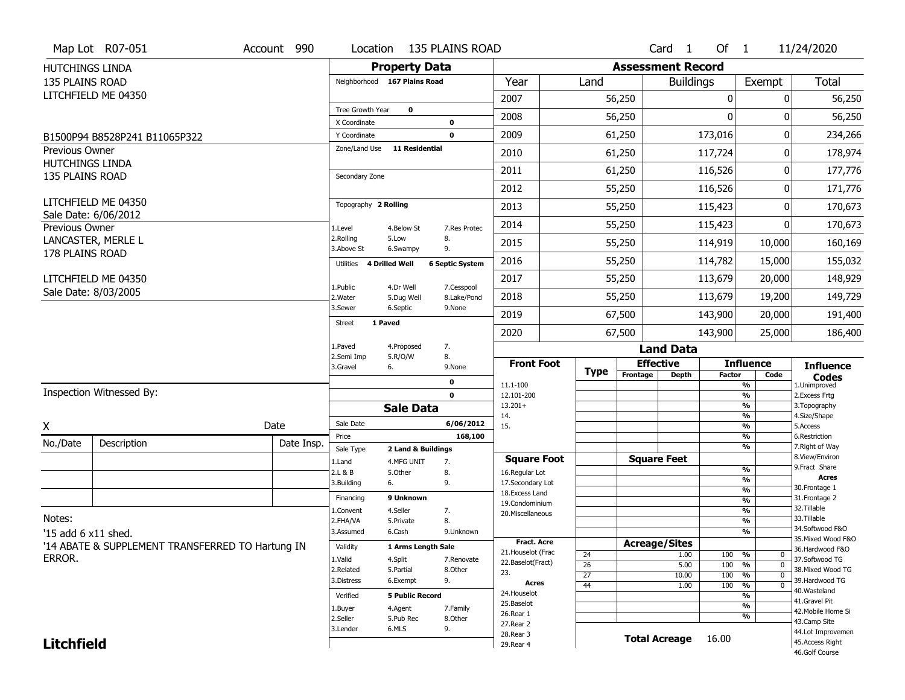Map Lot R07-051 | Account 990 | Location 135 PLAINS ROAD | Card 1 Of 1 | 11/24/2020

HUTCHINGS LINDA
135 PLAINS ROAD
LITCHFIELD ME 04350

B1500P94 B8528P241 B11065P322

Previous Owner
HUTCHINGS LINDA
135 PLAINS ROAD

LITCHFIELD ME 04350
Sale Date: 6/06/2012

Previous Owner
LANCASTER, MERLE L
178 PLAINS ROAD

LITCHFIELD ME 04350
Sale Date: 8/03/2005

## Property Data

Neighborhood **167 Plains Road**

Tree Growth Year **0**
X Coordinate **0**
Y Coordinate **0**
Zone/Land Use **11 Residential**

Secondary Zone

Topography **2 Rolling**

1.Level 4.Below St 7.Res Protec
2.Rolling 5.Low 8.
3.Above St 6.Swampy 9.

Utilities **4 Drilled Well** **6 Septic System**

1.Public 4.Dr Well 7.Cesspool
2.Water 5.Dug Well 8.Lake/Pond
3.Sewer 6.Septic 9.None

Street **1 Paved**

1.Paved 4.Proposed 7.
2.Semi Imp 5.R/O/W 8.
3.Gravel 6. 9.None

0
0

## Sale Data

Sale Date **6/06/2012**
Price **168,100**
Sale Type **2 Land & Buildings**

1.Land 4.MFG UNIT 7.
2.L & B 5.Other 8.
3.Building 6. 9.

Financing **9 Unknown**

1.Convent 4.Seller 7.
2.FHA/VA 5.Private 8.
3.Assumed 6.Cash 9.Unknown

Validity **1 Arms Length Sale**

1.Valid 4.Split 7.Renovate
2.Related 5.Partial 8.Other
3.Distress 6.Exempt 9.

Verified **5 Public Record**

1.Buyer 4.Agent 7.Family
2.Seller 5.Pub Rec 8.Other
3.Lender 6.MLS 9.

## Assessment Record

| Year | Land | Buildings | Exempt | Total |
|---|---|---|---|---|
| 2007 | 56,250 | 0 | 0 | 56,250 |
| 2008 | 56,250 | 0 | 0 | 56,250 |
| 2009 | 61,250 | 173,016 | 0 | 234,266 |
| 2010 | 61,250 | 117,724 | 0 | 178,974 |
| 2011 | 61,250 | 116,526 | 0 | 177,776 |
| 2012 | 55,250 | 116,526 | 0 | 171,776 |
| 2013 | 55,250 | 115,423 | 0 | 170,673 |
| 2014 | 55,250 | 115,423 | 0 | 170,673 |
| 2015 | 55,250 | 114,919 | 10,000 | 160,169 |
| 2016 | 55,250 | 114,782 | 15,000 | 155,032 |
| 2017 | 55,250 | 113,679 | 20,000 | 148,929 |
| 2018 | 55,250 | 113,679 | 19,200 | 149,729 |
| 2019 | 67,500 | 143,900 | 20,000 | 191,400 |
| 2020 | 67,500 | 143,900 | 25,000 | 186,400 |

## Land Data

| Front Foot | Type | Effective Frontage | Effective Depth | Influence Factor | Influence Code |
|---|---|---|---|---|---|
| 11.1-100 | | | | % | |
| 12.101-200 | | | | % | |
| 13.201+ | | | | % | |
| 14. | | | | % | |
| 15. | | | | % | |
| | | | | % | |
| | | | | % | |
| **Square Foot** | | **Square Feet** | | | |
| 16.Regular Lot | | | | % | |
| 17.Secondary Lot | | | | % | |
| 18.Excess Land | | | | % | |
| 19.Condominium | | | | % | |
| 20.Miscellaneous | | | | % | |
| | | | | % | |
| | | | | % | |
| **Fract. Acre** | | **Acreage/Sites** | | | |
| 21.Houselot (Frac | 24 | | 1.00 | 100 % | 0 |
| 22.Baselot(Fract) | 26 | | 5.00 | 100 % | 0 |
| 23. | 27 | | 10.00 | 100 % | 0 |
| **Acres** | 44 | | 1.00 | 100 % | 0 |
| 24.Houselot | | | | % | |
| 25.Baselot | | | | % | |
| 26.Rear 1 | | | | % | |
| 27.Rear 2 | | | | | |
| 28.Rear 3 | | | | | |
| 29.Rear 4 | | | | | |

**Total Acreage** 16.00

**Influence Codes**
1.Unimproved
2.Excess Frtg
3.Topography
4.Size/Shape
5.Access
6.Restriction
7.Right of Way
8.View/Environ
9.Fract Share
**Acres**
30.Frontage 1
31.Frontage 2
32.Tillable
33.Tillable
34.Softwood F&O
35.Mixed Wood F&O
36.Hardwood F&O
37.Softwood TG
38.Mixed Wood TG
39.Hardwood TG
40.Wasteland
41.Gravel Pit
42.Mobile Home Si
43.Camp Site
44.Lot Improvemen
45.Access Right
46.Golf Course

Inspection Witnessed By:

X ______________________ Date

| No./Date | Description | Date Insp. |
|---|---|---|
| | | |
| | | |
| | | |

Notes:
'15 add 6 x11 shed.
'14 ABATE & SUPPLEMENT TRANSFERRED TO Hartung IN ERROR.

**Litchfield**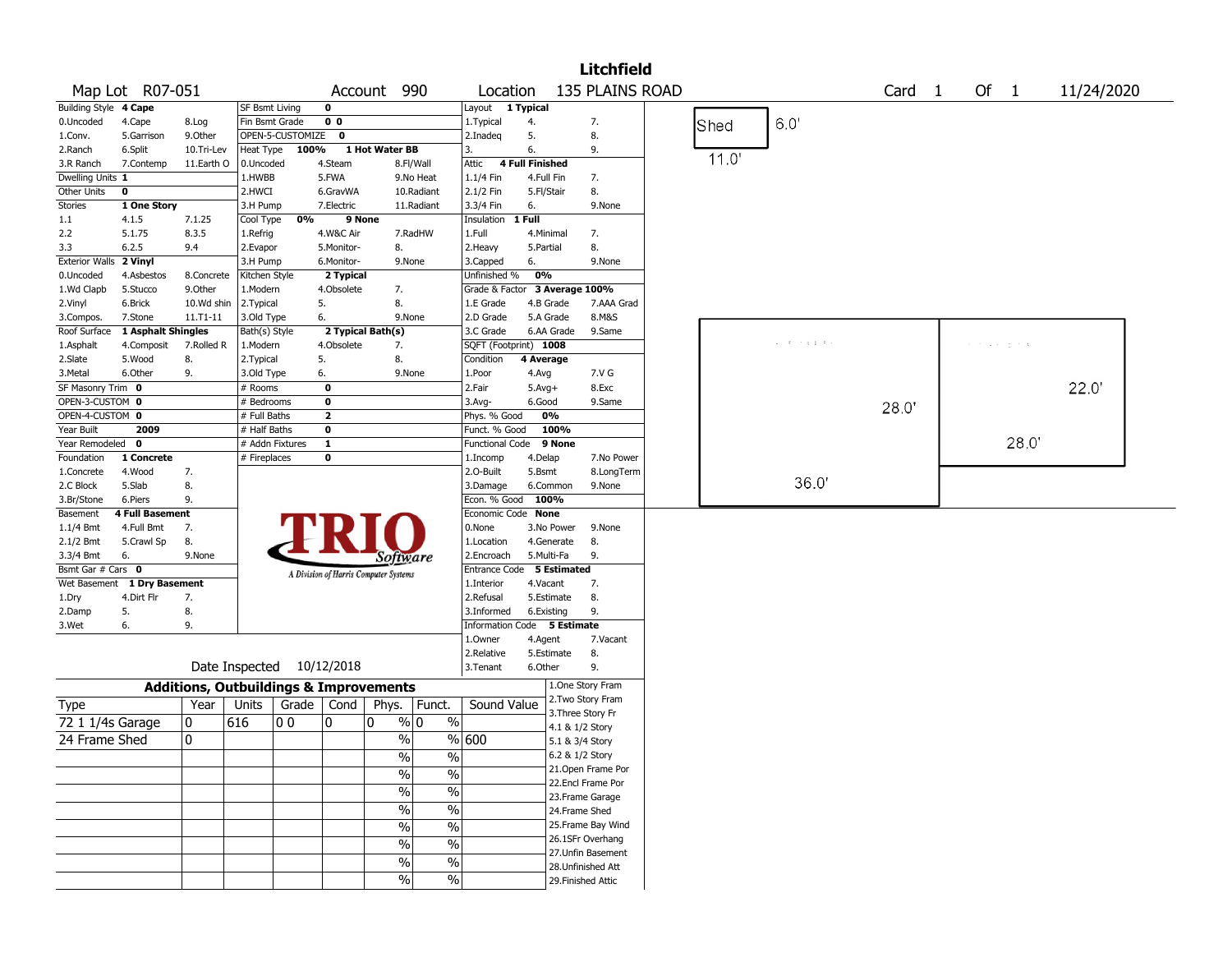# Litchfield

Map Lot R07-051 | Account 990 | Location 135 PLAINS ROAD | Card 1 Of 1 | 11/24/2020

| | | | | | | | | | | | |
|---|---|---|---|---|---|---|---|---|---|---|---|
| Building Style | 4 Cape | | SF Bsmt Living | 0 | | | Layout | 1 Typical | | | |
| 0.Uncoded | 4.Cape | 8.Log | Fin Bsmt Grade | 0 0 | | | 1.Typical | 4. | 7. | | |
| 1.Conv. | 5.Garrison | 9.Other | OPEN-5-CUSTOMIZE | 0 | | | 2.Inadeq | 5. | 8. | | |
| 2.Ranch | 6.Split | 10.Tri-Lev | Heat Type | 100% | 1 Hot Water BB | | 3. | 6. | 9. | | |
| 3.R Ranch | 7.Contemp | 11.Earth O | 0.Uncoded | 4.Steam | 8.Fl/Wall | | Attic | 4 Full Finished | | | |
| Dwelling Units | 1 | | 1.HWBB | 5.FWA | 9.No Heat | | 1.1/4 Fin | 4.Full Fin | 7. | | |
| Other Units | 0 | | 2.HWCI | 6.GravWA | 10.Radiant | | 2.1/2 Fin | 5.Fl/Stair | 8. | | |
| Stories | 1 One Story | | 3.H Pump | 7.Electric | 11.Radiant | | 3.3/4 Fin | 6. | 9.None | | |
| 1.1 | 4.1.5 | 7.1.25 | Cool Type | 0% | 9 None | | Insulation | 1 Full | | | |
| 2.2 | 5.1.75 | 8.3.5 | 1.Refrig | 4.W&C Air | 7.RadHW | | 1.Full | 4.Minimal | 7. | | |
| 3.3 | 6.2.5 | 9.4 | 2.Evapor | 5.Monitor- | 8. | | 2.Heavy | 5.Partial | 8. | | |
| Exterior Walls | 2 Vinyl | | 3.H Pump | 6.Monitor- | 9.None | | 3.Capped | 6. | 9.None | | |
| 0.Uncoded | 4.Asbestos | 8.Concrete | Kitchen Style | 2 Typical | | | Unfinished % | 0% | | | |
| 1.Wd Clapb | 5.Stucco | 9.Other | 1.Modern | 4.Obsolete | 7. | | Grade & Factor | 3 Average 100% | | | |
| 2.Vinyl | 6.Brick | 10.Wd shin | 2.Typical | 5. | 8. | | 1.E Grade | 4.B Grade | 7.AAA Grad | | |
| 3.Compos. | 7.Stone | 11.T1-11 | 3.Old Type | 6. | 9.None | | 2.D Grade | 5.A Grade | 8.M&S | | |
| Roof Surface | 1 Asphalt Shingles | | Bath(s) Style | 2 Typical Bath(s) | | | 3.C Grade | 6.AA Grade | 9.Same | | |
| 1.Asphalt | 4.Composit | 7.Rolled R | 1.Modern | 4.Obsolete | 7. | | SQFT (Footprint) | 1008 | | | |
| 2.Slate | 5.Wood | 8. | 2.Typical | 5. | 8. | | Condition | 4 Average | | | |
| 3.Metal | 6.Other | 9. | 3.Old Type | 6. | 9.None | | 1.Poor | 4.Avg | 7.V G | | |
| SF Masonry Trim | 0 | | # Rooms | 0 | | | 2.Fair | 5.Avg+ | 8.Exc | | |
| OPEN-3-CUSTOM | 0 | | # Bedrooms | 0 | | | 3.Avg- | 6.Good | 9.Same | | |
| OPEN-4-CUSTOM | 0 | | # Full Baths | 2 | | | Phys. % Good | 0% | | | |
| Year Built | 2009 | | # Half Baths | 0 | | | Funct. % Good | 100% | | | |
| Year Remodeled | 0 | | # Addn Fixtures | 1 | | | Functional Code | 9 None | | | |
| Foundation | 1 Concrete | | # Fireplaces | 0 | | | 1.Incomp | 4.Delap | 7.No Power | | |
| 1.Concrete | 4.Wood | 7. | | | | | 2.O-Built | 5.Bsmt | 8.LongTerm | | |
| 2.C Block | 5.Slab | 8. | | | | | 3.Damage | 6.Common | 9.None | | |
| 3.Br/Stone | 6.Piers | 9. | | | | | Econ. % Good | 100% | | | |
| Basement | 4 Full Basement | | | | | | Economic Code | None | | | |
| 1.1/4 Bmt | 4.Full Bmt | 7. | | | | | 0.None | 3.No Power | 9.None | | |
| 2.1/2 Bmt | 5.Crawl Sp | 8. | | | | | 1.Location | 4.Generate | 8. | | |
| 3.3/4 Bmt | 6. | 9.None | | | | | 2.Encroach | 5.Multi-Fa | 9. | | |
| Bsmt Gar # Cars | 0 | | | | | | Entrance Code | 5 Estimated | | | |
| Wet Basement | 1 Dry Basement | | | | | | 1.Interior | 4.Vacant | 7. | | |
| 1.Dry | 4.Dirt Flr | 7. | | | | | 2.Refusal | 5.Estimate | 8. | | |
| 2.Damp | 5. | 8. | | | | | 3.Informed | 6.Existing | 9. | | |
| 3.Wet | 6. | 9. | | | | | Information Code | 5 Estimate | | | |
| | | | | | | | 1.Owner | 4.Agent | 7.Vacant | | |
| | | | | | | | 2.Relative | 5.Estimate | 8. | | |
| | | | Date Inspected | 10/12/2018 | | | 3.Tenant | 6.Other | 9. | | |

TRIO Software — A Division of Harris Computer Systems

Shed 6.0' 11.0'

28.0' 22.0' 28.0' 36.0'

## Additions, Outbuildings & Improvements

| Type | Year | Units | Grade | Cond | Phys. | Funct. | Sound Value |
|---|---|---|---|---|---|---|---|
| 72 1 1/4s Garage | 0 | 616 | 0 0 | 0 | 0 % | 0 % | |
| 24 Frame Shed | 0 | | | | % | % | 600 |
| | | | | | % | % | |
| | | | | | % | % | |
| | | | | | % | % | |
| | | | | | % | % | |
| | | | | | % | % | |
| | | | | | % | % | |
| | | | | | % | % | |
| | | | | | % | % | |

1.One Story Fram
2.Two Story Fram
3.Three Story Fr
4.1 & 1/2 Story
5.1 & 3/4 Story
6.2 & 1/2 Story
21.Open Frame Por
22.Encl Frame Por
23.Frame Garage
24.Frame Shed
25.Frame Bay Wind
26.1SFr Overhang
27.Unfin Basement
28.Unfinished Att
29.Finished Attic